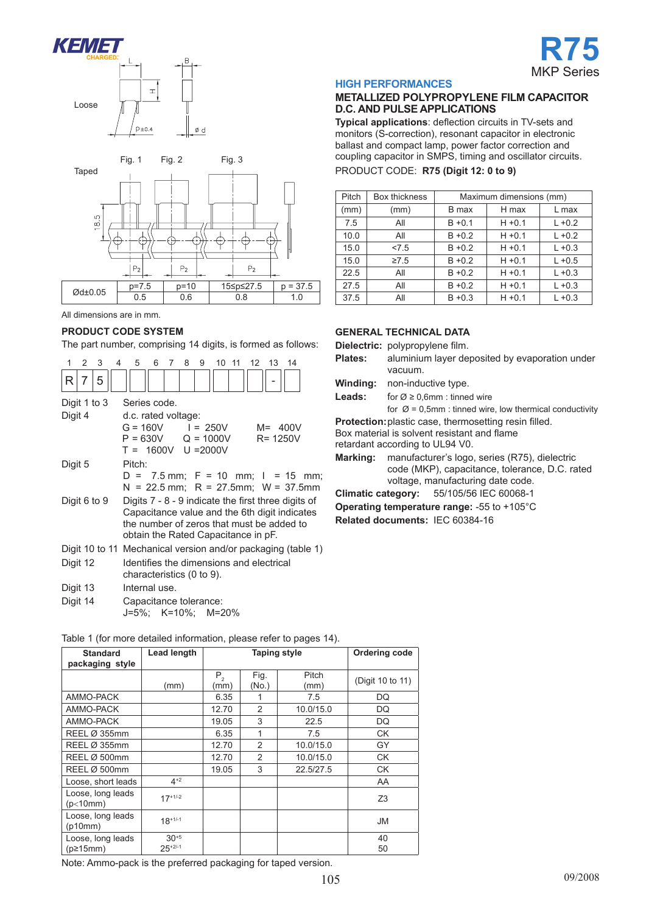# R75

MKP Series

## HIGH PERFORMANCES

### METALLIZED POLYPROPYLENE FILM CAPACITOR D.C. AND PULSE APPLICATIONS

**Typical applications**: deflection circuits in TV-sets and monitors (S-correction), resonant capacitor in electronic ballast and compact lamp, power factor correction and coupling capacitor in SMPS, timing and oscillator circuits.

PRODUCT CODE: **R75 (Digit 12: 0 to 9)**

| Pitch | Box thickness | Maximum dimensions (mm) | | |
|---|---|---|---|---|
| (mm) | (mm) | B max | H max | L max |
| 7.5 | All | B +0.1 | H +0.1 | L +0.2 |
| 10.0 | All | B +0.2 | H +0.1 | L +0.2 |
| 15.0 | <7.5 | B +0.2 | H +0.1 | L +0.3 |
| 15.0 | ≥7.5 | B +0.2 | H +0.1 | L +0.5 |
| 22.5 | All | B +0.2 | H +0.1 | L +0.3 |
| 27.5 | All | B +0.2 | H +0.1 | L +0.3 |
| 37.5 | All | B +0.3 | H +0.1 | L +0.3 |

Loose

Taped

Fig. 1 Fig. 2 Fig. 3

| Ød±0.05 | p=7.5 | p=10 | 15≤p≤27.5 | p = 37.5 |
|---|---|---|---|---|
| | 0.5 | 0.6 | 0.8 | 1.0 |

All dimensions are in mm.

### PRODUCT CODE SYSTEM

The part number, comprising 14 digits, is formed as follows:

| 1 | 2 | 3 | 4 | 5 | 6 | 7 | 8 | 9 | 10 | 11 | 12 | 13 | 14 |
|---|---|---|---|---|---|---|---|---|---|---|---|---|---|
| R | 7 | 5 | | | | | | | | | | - | |

Digit 1 to 3 Series code.

Digit 4 d.c. rated voltage:
G = 160V I = 250V M= 400V
P = 630V Q = 1000V R= 1250V
T = 1600V U =2000V

Digit 5 Pitch:
D = 7.5 mm; F = 10 mm; I = 15 mm;
N = 22.5 mm; R = 27.5mm; W = 37.5mm

Digit 6 to 9 Digits 7 - 8 - 9 indicate the first three digits of Capacitance value and the 6th digit indicates the number of zeros that must be added to obtain the Rated Capacitance in pF.

Digit 10 to 11 Mechanical version and/or packaging (table 1)

Digit 12 Identifies the dimensions and electrical characteristics (0 to 9).

Digit 13 Internal use.

Digit 14 Capacitance tolerance:
J=5%; K=10%; M=20%

### GENERAL TECHNICAL DATA

**Dielectric:** polypropylene film.

**Plates:** aluminium layer deposited by evaporation under vacuum.

**Winding:** non-inductive type.

**Leads:** for Ø ≥ 0,6mm : tinned wire
for Ø = 0,5mm : tinned wire, low thermical conductivity

**Protection:** plastic case, thermosetting resin filled. Box material is solvent resistant and flame retardant according to UL94 V0.

**Marking:** manufacturer's logo, series (R75), dielectric code (MKP), capacitance, tolerance, D.C. rated voltage, manufacturing date code.

**Climatic category:** 55/105/56 IEC 60068-1

**Operating temperature range:** -55 to +105°C

**Related documents:** IEC 60384-16

Table 1 (for more detailed information, please refer to pages 14).

| Standard packaging style | Lead length | Taping style | | | Ordering code |
|---|---|---|---|---|---|
| | (mm) | $P_2$ (mm) | Fig. (No.) | Pitch (mm) | (Digit 10 to 11) |
| AMMO-PACK | | 6.35 | 1 | 7.5 | DQ |
| AMMO-PACK | | 12.70 | 2 | 10.0/15.0 | DQ |
| AMMO-PACK | | 19.05 | 3 | 22.5 | DQ |
| REEL Ø 355mm | | 6.35 | 1 | 7.5 | CK |
| REEL Ø 355mm | | 12.70 | 2 | 10.0/15.0 | GY |
| REEL Ø 500mm | | 12.70 | 2 | 10.0/15.0 | CK |
| REEL Ø 500mm | | 19.05 | 3 | 22.5/27.5 | CK |
| Loose, short leads | $4^{+2}$ | | | | AA |
| Loose, long leads (p<10mm) | $17^{+1/-2}$ | | | | Z3 |
| Loose, long leads (p10mm) | $18^{+1/-1}$ | | | | JM |
| Loose, long leads (p≥15mm) | $30^{+5}$<br>$25^{+2/-1}$ | | | | 40<br>50 |

Note: Ammo-pack is the preferred packaging for taped version.

09/2008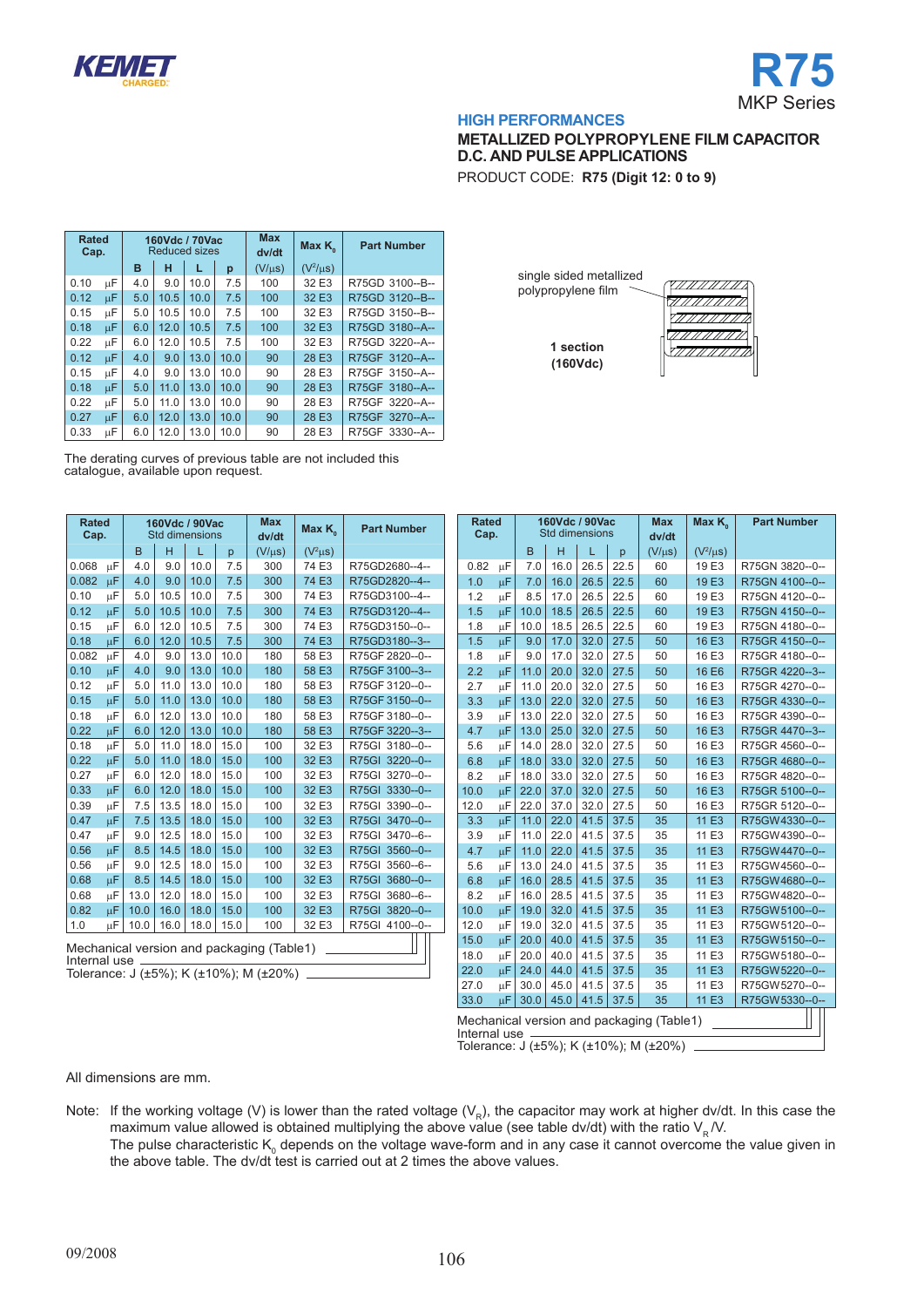**R75**

MKP Series

**HIGH PERFORMANCES**

**METALLIZED POLYPROPYLENE FILM CAPACITOR**
**D.C. AND PULSE APPLICATIONS**

PRODUCT CODE: **R75 (Digit 12: 0 to 9)**

| Rated Cap. | | 160Vdc / 70Vac Reduced sizes | | | | Max dv/dt | Max $K_0$ | Part Number |
|---|---|---|---|---|---|---|---|---|
| | | B | H | L | p | (V/µs) | ($V^2$/µs) | |
| 0.10 | µF | 4.0 | 9.0 | 10.0 | 7.5 | 100 | 32 E3 | R75GD 3100--B-- |
| 0.12 | µF | 5.0 | 10.5 | 10.0 | 7.5 | 100 | 32 E3 | R75GD 3120--B-- |
| 0.15 | µF | 5.0 | 10.5 | 10.0 | 7.5 | 100 | 32 E3 | R75GD 3150--B-- |
| 0.18 | µF | 6.0 | 12.0 | 10.5 | 7.5 | 100 | 32 E3 | R75GD 3180--A-- |
| 0.22 | µF | 6.0 | 12.0 | 10.5 | 7.5 | 100 | 32 E3 | R75GD 3220--A-- |
| 0.12 | µF | 4.0 | 9.0 | 13.0 | 10.0 | 90 | 28 E3 | R75GF 3120--A-- |
| 0.15 | µF | 4.0 | 9.0 | 13.0 | 10.0 | 90 | 28 E3 | R75GF 3150--A-- |
| 0.18 | µF | 5.0 | 11.0 | 13.0 | 10.0 | 90 | 28 E3 | R75GF 3180--A-- |
| 0.22 | µF | 5.0 | 11.0 | 13.0 | 10.0 | 90 | 28 E3 | R75GF 3220--A-- |
| 0.27 | µF | 6.0 | 12.0 | 13.0 | 10.0 | 90 | 28 E3 | R75GF 3270--A-- |
| 0.33 | µF | 6.0 | 12.0 | 13.0 | 10.0 | 90 | 28 E3 | R75GF 3330--A-- |

The derating curves of previous table are not included this catalogue, available upon request.

single sided metallized polypropylene film

**1 section (160Vdc)**

| Rated Cap. | | 160Vdc / 90Vac Std dimensions | | | | Max dv/dt | Max $K_0$ | Part Number |
|---|---|---|---|---|---|---|---|---|
| | | B | H | L | p | (V/µs) | ($V^2$µs) | |
| 0.068 | µF | 4.0 | 9.0 | 10.0 | 7.5 | 300 | 74 E3 | R75GD2680--4-- |
| 0.082 | µF | 4.0 | 9.0 | 10.0 | 7.5 | 300 | 74 E3 | R75GD2820--4-- |
| 0.10 | µF | 5.0 | 10.5 | 10.0 | 7.5 | 300 | 74 E3 | R75GD3100--4-- |
| 0.12 | µF | 5.0 | 10.5 | 10.0 | 7.5 | 300 | 74 E3 | R75GD3120--4-- |
| 0.15 | µF | 6.0 | 12.0 | 10.5 | 7.5 | 300 | 74 E3 | R75GD3150--0-- |
| 0.18 | µF | 6.0 | 12.0 | 10.5 | 7.5 | 300 | 74 E3 | R75GD3180--3-- |
| 0.082 | µF | 4.0 | 9.0 | 13.0 | 10.0 | 180 | 58 E3 | R75GF 2820--0-- |
| 0.10 | µF | 4.0 | 9.0 | 13.0 | 10.0 | 180 | 58 E3 | R75GF 3100--3-- |
| 0.12 | µF | 5.0 | 11.0 | 13.0 | 10.0 | 180 | 58 E3 | R75GF 3120--0-- |
| 0.15 | µF | 5.0 | 11.0 | 13.0 | 10.0 | 180 | 58 E3 | R75GF 3150--0-- |
| 0.18 | µF | 6.0 | 12.0 | 13.0 | 10.0 | 180 | 58 E3 | R75GF 3180--0-- |
| 0.22 | µF | 6.0 | 12.0 | 13.0 | 10.0 | 180 | 58 E3 | R75GF 3220--3-- |
| 0.18 | µF | 5.0 | 11.0 | 18.0 | 15.0 | 100 | 32 E3 | R75GI 3180--0-- |
| 0.22 | µF | 5.0 | 11.0 | 18.0 | 15.0 | 100 | 32 E3 | R75GI 3220--0-- |
| 0.27 | µF | 6.0 | 12.0 | 18.0 | 15.0 | 100 | 32 E3 | R75GI 3270--0-- |
| 0.33 | µF | 6.0 | 12.0 | 18.0 | 15.0 | 100 | 32 E3 | R75GI 3330--0-- |
| 0.39 | µF | 7.5 | 13.5 | 18.0 | 15.0 | 100 | 32 E3 | R75GI 3390--0-- |
| 0.47 | µF | 7.5 | 13.5 | 18.0 | 15.0 | 100 | 32 E3 | R75GI 3470--0-- |
| 0.47 | µF | 9.0 | 12.5 | 18.0 | 15.0 | 100 | 32 E3 | R75GI 3470--6-- |
| 0.56 | µF | 8.5 | 14.5 | 18.0 | 15.0 | 100 | 32 E3 | R75GI 3560--0-- |
| 0.56 | µF | 9.0 | 12.5 | 18.0 | 15.0 | 100 | 32 E3 | R75GI 3560--6-- |
| 0.68 | µF | 8.5 | 14.5 | 18.0 | 15.0 | 100 | 32 E3 | R75GI 3680--0-- |
| 0.68 | µF | 13.0 | 12.0 | 18.0 | 15.0 | 100 | 32 E3 | R75GI 3680--6-- |
| 0.82 | µF | 10.0 | 16.0 | 18.0 | 15.0 | 100 | 32 E3 | R75GI 3820--0-- |
| 1.0 | µF | 10.0 | 16.0 | 18.0 | 15.0 | 100 | 32 E3 | R75GI 4100--0-- |

Mechanical version and packaging (Table1)
Internal use
Tolerance: J (±5%); K (±10%); M (±20%)

| Rated Cap. | | 160Vdc / 90Vac Std dimensions | | | | Max dv/dt | Max $K_0$ | Part Number |
|---|---|---|---|---|---|---|---|---|
| | | B | H | L | p | (V/µs) | ($V^2$/µs) | |
| 0.82 | µF | 7.0 | 16.0 | 26.5 | 22.5 | 60 | 19 E3 | R75GN 3820--0-- |
| 1.0 | µF | 7.0 | 16.0 | 26.5 | 22.5 | 60 | 19 E3 | R75GN 4100--0-- |
| 1.2 | µF | 8.5 | 17.0 | 26.5 | 22.5 | 60 | 19 E3 | R75GN 4120--0-- |
| 1.5 | µF | 10.0 | 18.5 | 26.5 | 22.5 | 60 | 19 E3 | R75GN 4150--0-- |
| 1.8 | µF | 10.0 | 18.5 | 26.5 | 22.5 | 60 | 19 E3 | R75GN 4180--0-- |
| 1.5 | µF | 9.0 | 17.0 | 32.0 | 27.5 | 50 | 16 E3 | R75GR 4150--0-- |
| 1.8 | µF | 9.0 | 17.0 | 32.0 | 27.5 | 50 | 16 E3 | R75GR 4180--0-- |
| 2.2 | µF | 11.0 | 20.0 | 32.0 | 27.5 | 50 | 16 E6 | R75GR 4220--3-- |
| 2.7 | µF | 11.0 | 20.0 | 32.0 | 27.5 | 50 | 16 E3 | R75GR 4270--0-- |
| 3.3 | µF | 13.0 | 22.0 | 32.0 | 27.5 | 50 | 16 E3 | R75GR 4330--0-- |
| 3.9 | µF | 13.0 | 22.0 | 32.0 | 27.5 | 50 | 16 E3 | R75GR 4390--0-- |
| 4.7 | µF | 13.0 | 25.0 | 32.0 | 27.5 | 50 | 16 E3 | R75GR 4470--3-- |
| 5.6 | µF | 14.0 | 28.0 | 32.0 | 27.5 | 50 | 16 E3 | R75GR 4560--0-- |
| 6.8 | µF | 18.0 | 33.0 | 32.0 | 27.5 | 50 | 16 E3 | R75GR 4680--0-- |
| 8.2 | µF | 18.0 | 33.0 | 32.0 | 27.5 | 50 | 16 E3 | R75GR 4820--0-- |
| 10.0 | µF | 22.0 | 37.0 | 32.0 | 27.5 | 50 | 16 E3 | R75GR 5100--0-- |
| 12.0 | µF | 22.0 | 37.0 | 32.0 | 27.5 | 50 | 16 E3 | R75GR 5120--0-- |
| 3.3 | µF | 11.0 | 22.0 | 41.5 | 37.5 | 35 | 11 E3 | R75GW4330--0-- |
| 3.9 | µF | 11.0 | 22.0 | 41.5 | 37.5 | 35 | 11 E3 | R75GW4390--0-- |
| 4.7 | µF | 11.0 | 22.0 | 41.5 | 37.5 | 35 | 11 E3 | R75GW4470--0-- |
| 5.6 | µF | 13.0 | 24.0 | 41.5 | 37.5 | 35 | 11 E3 | R75GW4560--0-- |
| 6.8 | µF | 16.0 | 28.5 | 41.5 | 37.5 | 35 | 11 E3 | R75GW4680--0-- |
| 8.2 | µF | 16.0 | 28.5 | 41.5 | 37.5 | 35 | 11 E3 | R75GW4820--0-- |
| 10.0 | µF | 19.0 | 32.0 | 41.5 | 37.5 | 35 | 11 E3 | R75GW5100--0-- |
| 12.0 | µF | 19.0 | 32.0 | 41.5 | 37.5 | 35 | 11 E3 | R75GW5120--0-- |
| 15.0 | µF | 20.0 | 40.0 | 41.5 | 37.5 | 35 | 11 E3 | R75GW5150--0-- |
| 18.0 | µF | 20.0 | 40.0 | 41.5 | 37.5 | 35 | 11 E3 | R75GW5180--0-- |
| 22.0 | µF | 24.0 | 44.0 | 41.5 | 37.5 | 35 | 11 E3 | R75GW5220--0-- |
| 27.0 | µF | 30.0 | 45.0 | 41.5 | 37.5 | 35 | 11 E3 | R75GW5270--0-- |
| 33.0 | µF | 30.0 | 45.0 | 41.5 | 37.5 | 35 | 11 E3 | R75GW5330--0-- |

Mechanical version and packaging (Table1)
Internal use
Tolerance: J (±5%); K (±10%); M (±20%)

All dimensions are mm.

Note: If the working voltage (V) is lower than the rated voltage ($V_R$), the capacitor may work at higher dv/dt. In this case the maximum value allowed is obtained multiplying the above value (see table dv/dt) with the ratio $V_R$/V.
The pulse characteristic $K_0$ depends on the voltage wave-form and in any case it cannot overcome the value given in the above table. The dv/dt test is carried out at 2 times the above values.

09/2008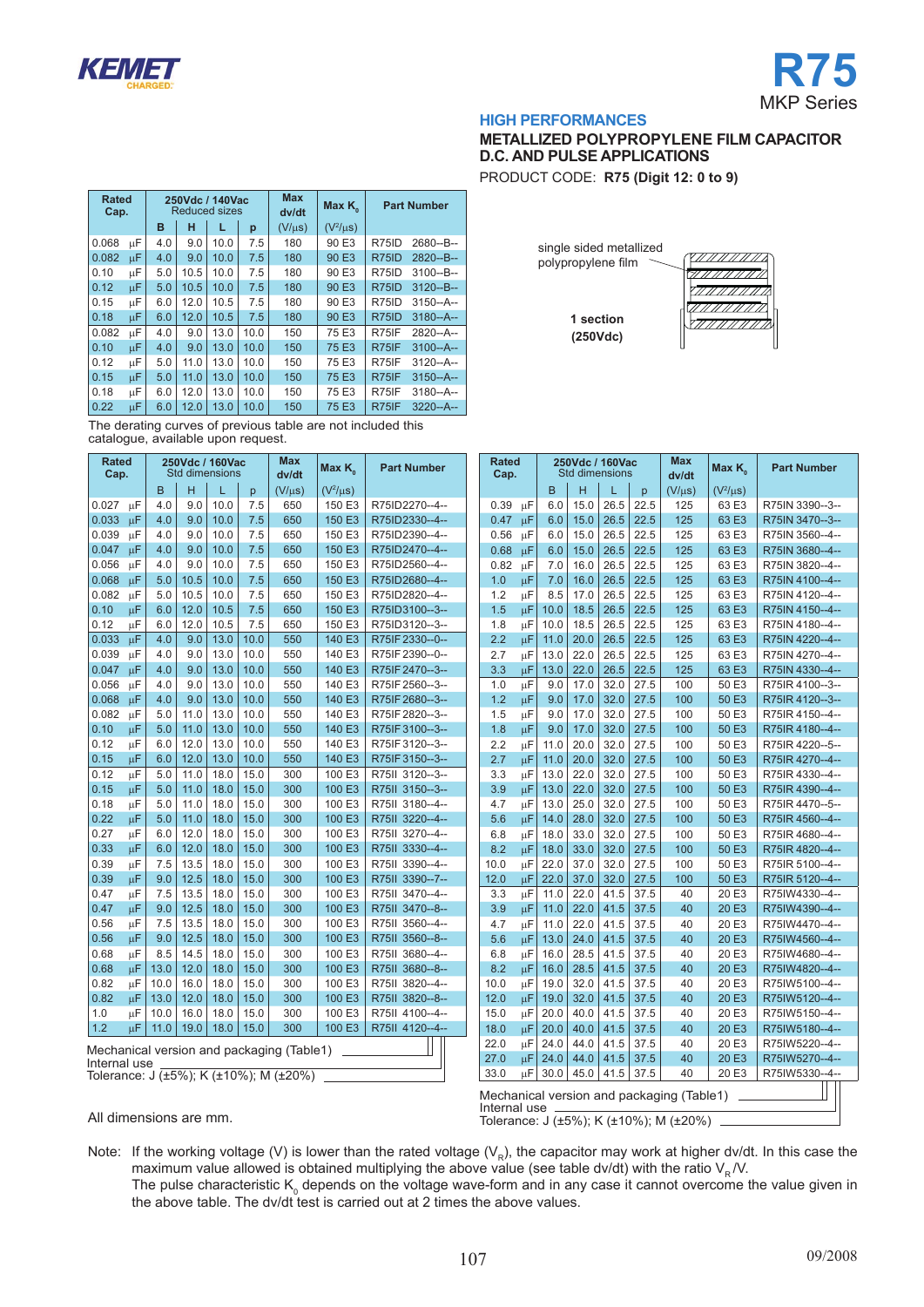KEMET CHARGED

# R75

MKP Series

## HIGH PERFORMANCES

### METALLIZED POLYPROPYLENE FILM CAPACITOR D.C. AND PULSE APPLICATIONS

PRODUCT CODE: **R75 (Digit 12: 0 to 9)**

| Rated Cap. | | 250Vdc / 140Vac Reduced sizes | | | | Max dv/dt | Max $K_0$ | Part Number |
|---|---|---|---|---|---|---|---|---|
| | | B | H | L | p | (V/µs) | ($V^2$/µs) | |
| 0.068 | µF | 4.0 | 9.0 | 10.0 | 7.5 | 180 | 90 E3 | R75ID 2680--B-- |
| 0.082 | µF | 4.0 | 9.0 | 10.0 | 7.5 | 180 | 90 E3 | R75ID 2820--B-- |
| 0.10 | µF | 5.0 | 10.5 | 10.0 | 7.5 | 180 | 90 E3 | R75ID 3100--B-- |
| 0.12 | µF | 5.0 | 10.5 | 10.0 | 7.5 | 180 | 90 E3 | R75ID 3120--B-- |
| 0.15 | µF | 6.0 | 12.0 | 10.5 | 7.5 | 180 | 90 E3 | R75ID 3150--A-- |
| 0.18 | µF | 6.0 | 12.0 | 10.5 | 7.5 | 180 | 90 E3 | R75ID 3180--A-- |
| 0.082 | µF | 4.0 | 9.0 | 13.0 | 10.0 | 150 | 75 E3 | R75IF 2820--A-- |
| 0.10 | µF | 4.0 | 9.0 | 13.0 | 10.0 | 150 | 75 E3 | R75IF 3100--A-- |
| 0.12 | µF | 5.0 | 11.0 | 13.0 | 10.0 | 150 | 75 E3 | R75IF 3120--A-- |
| 0.15 | µF | 5.0 | 11.0 | 13.0 | 10.0 | 150 | 75 E3 | R75IF 3150--A-- |
| 0.18 | µF | 6.0 | 12.0 | 13.0 | 10.0 | 150 | 75 E3 | R75IF 3180--A-- |
| 0.22 | µF | 6.0 | 12.0 | 13.0 | 10.0 | 150 | 75 E3 | R75IF 3220--A-- |

The derating curves of previous table are not included this catalogue, available upon request.

single sided metallized polypropylene film

**1 section (250Vdc)**

| Rated Cap. | | 250Vdc / 160Vac Std dimensions | | | | Max dv/dt | Max $K_0$ | Part Number |
|---|---|---|---|---|---|---|---|---|
| | | B | H | L | p | (V/µs) | ($V^2$/µs) | |
| 0.027 | µF | 4.0 | 9.0 | 10.0 | 7.5 | 650 | 150 E3 | R75ID2270--4-- |
| 0.033 | µF | 4.0 | 9.0 | 10.0 | 7.5 | 650 | 150 E3 | R75ID2330--4-- |
| 0.039 | µF | 4.0 | 9.0 | 10.0 | 7.5 | 650 | 150 E3 | R75ID2390--4-- |
| 0.047 | µF | 4.0 | 9.0 | 10.0 | 7.5 | 650 | 150 E3 | R75ID2470--4-- |
| 0.056 | µF | 4.0 | 9.0 | 10.0 | 7.5 | 650 | 150 E3 | R75ID2560--4-- |
| 0.068 | µF | 5.0 | 10.5 | 10.0 | 7.5 | 650 | 150 E3 | R75ID2680--4-- |
| 0.082 | µF | 5.0 | 10.5 | 10.0 | 7.5 | 650 | 150 E3 | R75ID2820--4-- |
| 0.10 | µF | 6.0 | 12.0 | 10.5 | 7.5 | 650 | 150 E3 | R75ID3100--3-- |
| 0.12 | µF | 6.0 | 12.0 | 10.5 | 7.5 | 650 | 150 E3 | R75ID3120--3-- |
| 0.033 | µF | 4.0 | 9.0 | 13.0 | 10.0 | 550 | 140 E3 | R75IF 2330--0-- |
| 0.039 | µF | 4.0 | 9.0 | 13.0 | 10.0 | 550 | 140 E3 | R75IF 2390--0-- |
| 0.047 | µF | 4.0 | 9.0 | 13.0 | 10.0 | 550 | 140 E3 | R75IF 2470--3-- |
| 0.056 | µF | 4.0 | 9.0 | 13.0 | 10.0 | 550 | 140 E3 | R75IF 2560--3-- |
| 0.068 | µF | 4.0 | 9.0 | 13.0 | 10.0 | 550 | 140 E3 | R75IF 2680--3-- |
| 0.082 | µF | 5.0 | 11.0 | 13.0 | 10.0 | 550 | 140 E3 | R75IF 2820--3-- |
| 0.10 | µF | 5.0 | 11.0 | 13.0 | 10.0 | 550 | 140 E3 | R75IF 3100--3-- |
| 0.12 | µF | 6.0 | 12.0 | 13.0 | 10.0 | 550 | 140 E3 | R75IF 3120--3-- |
| 0.15 | µF | 6.0 | 12.0 | 13.0 | 10.0 | 550 | 140 E3 | R75IF 3150--3-- |
| 0.12 | µF | 5.0 | 11.0 | 18.0 | 15.0 | 300 | 100 E3 | R75II 3120--3-- |
| 0.15 | µF | 5.0 | 11.0 | 18.0 | 15.0 | 300 | 100 E3 | R75II 3150--3-- |
| 0.18 | µF | 5.0 | 11.0 | 18.0 | 15.0 | 300 | 100 E3 | R75II 3180--4-- |
| 0.22 | µF | 5.0 | 11.0 | 18.0 | 15.0 | 300 | 100 E3 | R75II 3220--4-- |
| 0.27 | µF | 6.0 | 12.0 | 18.0 | 15.0 | 300 | 100 E3 | R75II 3270--4-- |
| 0.33 | µF | 6.0 | 12.0 | 18.0 | 15.0 | 300 | 100 E3 | R75II 3330--4-- |
| 0.39 | µF | 7.5 | 13.5 | 18.0 | 15.0 | 300 | 100 E3 | R75II 3390--4-- |
| 0.39 | µF | 9.0 | 12.5 | 18.0 | 15.0 | 300 | 100 E3 | R75II 3390--7-- |
| 0.47 | µF | 7.5 | 13.5 | 18.0 | 15.0 | 300 | 100 E3 | R75II 3470--4-- |
| 0.47 | µF | 9.0 | 12.5 | 18.0 | 15.0 | 300 | 100 E3 | R75II 3470--8-- |
| 0.56 | µF | 7.5 | 13.5 | 18.0 | 15.0 | 300 | 100 E3 | R75II 3560--4-- |
| 0.56 | µF | 9.0 | 12.5 | 18.0 | 15.0 | 300 | 100 E3 | R75II 3560--8-- |
| 0.68 | µF | 8.5 | 14.5 | 18.0 | 15.0 | 300 | 100 E3 | R75II 3680--4-- |
| 0.68 | µF | 13.0 | 12.0 | 18.0 | 15.0 | 300 | 100 E3 | R75II 3680--8-- |
| 0.82 | µF | 10.0 | 16.0 | 18.0 | 15.0 | 300 | 100 E3 | R75II 3820--4-- |
| 0.82 | µF | 13.0 | 12.0 | 18.0 | 15.0 | 300 | 100 E3 | R75II 3820--8-- |
| 1.0 | µF | 10.0 | 16.0 | 18.0 | 15.0 | 300 | 100 E3 | R75II 4100--4-- |
| 1.2 | µF | 11.0 | 19.0 | 18.0 | 15.0 | 300 | 100 E3 | R75II 4120--4-- |

Mechanical version and packaging (Table1)
Internal use
Tolerance: J (±5%); K (±10%); M (±20%)

| Rated Cap. | | 250Vdc / 160Vac Std dimensions | | | | Max dv/dt | Max $K_0$ | Part Number |
|---|---|---|---|---|---|---|---|---|
| | | B | H | L | p | (V/µs) | ($V^2$/µs) | |
| 0.39 | µF | 6.0 | 15.0 | 26.5 | 22.5 | 125 | 63 E3 | R75IN 3390--3-- |
| 0.47 | µF | 6.0 | 15.0 | 26.5 | 22.5 | 125 | 63 E3 | R75IN 3470--3-- |
| 0.56 | µF | 6.0 | 15.0 | 26.5 | 22.5 | 125 | 63 E3 | R75IN 3560--4-- |
| 0.68 | µF | 6.0 | 15.0 | 26.5 | 22.5 | 125 | 63 E3 | R75IN 3680--4-- |
| 0.82 | µF | 7.0 | 16.0 | 26.5 | 22.5 | 125 | 63 E3 | R75IN 3820--4-- |
| 1.0 | µF | 7.0 | 16.0 | 26.5 | 22.5 | 125 | 63 E3 | R75IN 4100--4-- |
| 1.2 | µF | 8.5 | 17.0 | 26.5 | 22.5 | 125 | 63 E3 | R75IN 4120--4-- |
| 1.5 | µF | 10.0 | 18.5 | 26.5 | 22.5 | 125 | 63 E3 | R75IN 4150--4-- |
| 1.8 | µF | 10.0 | 18.5 | 26.5 | 22.5 | 125 | 63 E3 | R75IN 4180--4-- |
| 2.2 | µF | 11.0 | 20.0 | 26.5 | 22.5 | 125 | 63 E3 | R75IN 4220--4-- |
| 2.7 | µF | 13.0 | 22.0 | 26.5 | 22.5 | 125 | 63 E3 | R75IN 4270--4-- |
| 3.3 | µF | 13.0 | 22.0 | 26.5 | 22.5 | 125 | 63 E3 | R75IN 4330--4-- |
| 1.0 | µF | 9.0 | 17.0 | 32.0 | 27.5 | 100 | 50 E3 | R75IR 4100--3-- |
| 1.2 | µF | 9.0 | 17.0 | 32.0 | 27.5 | 100 | 50 E3 | R75IR 4120--3-- |
| 1.5 | µF | 9.0 | 17.0 | 32.0 | 27.5 | 100 | 50 E3 | R75IR 4150--4-- |
| 1.8 | µF | 9.0 | 17.0 | 32.0 | 27.5 | 100 | 50 E3 | R75IR 4180--4-- |
| 2.2 | µF | 11.0 | 20.0 | 32.0 | 27.5 | 100 | 50 E3 | R75IR 4220--5-- |
| 2.7 | µF | 11.0 | 20.0 | 32.0 | 27.5 | 100 | 50 E3 | R75IR 4270--4-- |
| 3.3 | µF | 13.0 | 22.0 | 32.0 | 27.5 | 100 | 50 E3 | R75IR 4330--4-- |
| 3.9 | µF | 13.0 | 22.0 | 32.0 | 27.5 | 100 | 50 E3 | R75IR 4390--4-- |
| 4.7 | µF | 13.0 | 25.0 | 32.0 | 27.5 | 100 | 50 E3 | R75IR 4470--5-- |
| 5.6 | µF | 14.0 | 28.0 | 32.0 | 27.5 | 100 | 50 E3 | R75IR 4560--4-- |
| 6.8 | µF | 18.0 | 33.0 | 32.0 | 27.5 | 100 | 50 E3 | R75IR 4680--4-- |
| 8.2 | µF | 18.0 | 33.0 | 32.0 | 27.5 | 100 | 50 E3 | R75IR 4820--4-- |
| 10.0 | µF | 22.0 | 37.0 | 32.0 | 27.5 | 100 | 50 E3 | R75IR 5100--4-- |
| 12.0 | µF | 22.0 | 37.0 | 32.0 | 27.5 | 100 | 50 E3 | R75IR 5120--4-- |
| 3.3 | µF | 11.0 | 22.0 | 41.5 | 37.5 | 40 | 20 E3 | R75IW4330--4-- |
| 3.9 | µF | 11.0 | 22.0 | 41.5 | 37.5 | 40 | 20 E3 | R75IW4390--4-- |
| 4.7 | µF | 11.0 | 22.0 | 41.5 | 37.5 | 40 | 20 E3 | R75IW4470--4-- |
| 5.6 | µF | 13.0 | 24.0 | 41.5 | 37.5 | 40 | 20 E3 | R75IW4560--4-- |
| 6.8 | µF | 16.0 | 28.5 | 41.5 | 37.5 | 40 | 20 E3 | R75IW4680--4-- |
| 8.2 | µF | 16.0 | 28.5 | 41.5 | 37.5 | 40 | 20 E3 | R75IW4820--4-- |
| 10.0 | µF | 19.0 | 32.0 | 41.5 | 37.5 | 40 | 20 E3 | R75IW5100--4-- |
| 12.0 | µF | 19.0 | 32.0 | 41.5 | 37.5 | 40 | 20 E3 | R75IW5120--4-- |
| 15.0 | µF | 20.0 | 40.0 | 41.5 | 37.5 | 40 | 20 E3 | R75IW5150--4-- |
| 18.0 | µF | 20.0 | 40.0 | 41.5 | 37.5 | 40 | 20 E3 | R75IW5180--4-- |
| 22.0 | µF | 24.0 | 44.0 | 41.5 | 37.5 | 40 | 20 E3 | R75IW5220--4-- |
| 27.0 | µF | 24.0 | 44.0 | 41.5 | 37.5 | 40 | 20 E3 | R75IW5270--4-- |
| 33.0 | µF | 30.0 | 45.0 | 41.5 | 37.5 | 40 | 20 E3 | R75IW5330--4-- |

Mechanical version and packaging (Table1)
Internal use
Tolerance: J (±5%); K (±10%); M (±20%)

All dimensions are mm.

Note: If the working voltage (V) is lower than the rated voltage ($V_R$), the capacitor may work at higher dv/dt. In this case the maximum value allowed is obtained multiplying the above value (see table dv/dt) with the ratio $V_R$/V.
The pulse characteristic $K_0$ depends on the voltage wave-form and in any case it cannot overcome the value given in the above table. The dv/dt test is carried out at 2 times the above values.

09/2008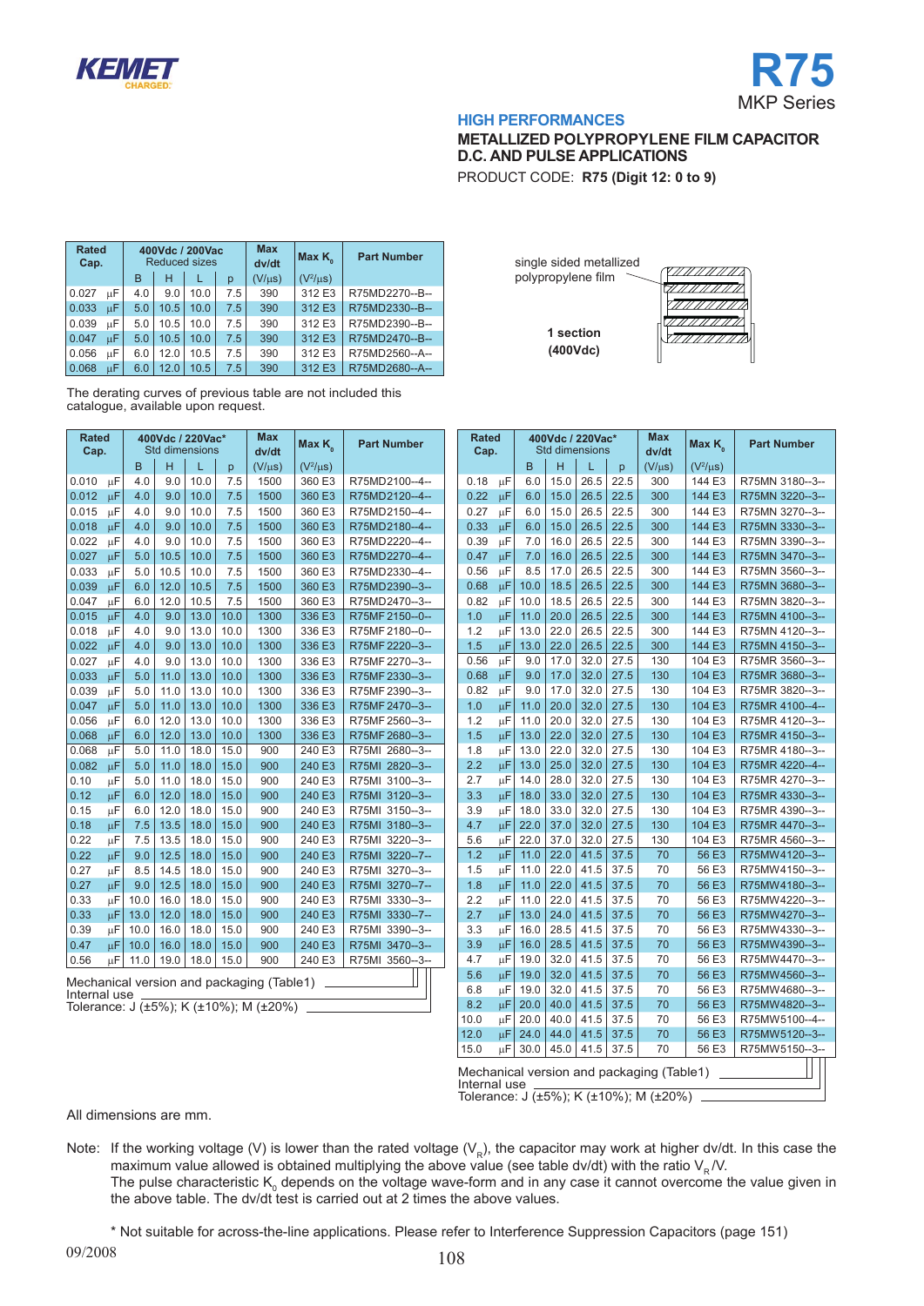# R75

MKP Series

## HIGH PERFORMANCES

### METALLIZED POLYPROPYLENE FILM CAPACITOR D.C. AND PULSE APPLICATIONS

PRODUCT CODE: **R75 (Digit 12: 0 to 9)**

| Rated Cap. | | 400Vdc / 200Vac Reduced sizes | | | | Max dv/dt | Max $K_0$ | Part Number |
|---|---|---|---|---|---|---|---|---|
| | | B | H | L | p | (V/μs) | ($V^2$/μs) | |
| 0.027 | μF | 4.0 | 9.0 | 10.0 | 7.5 | 390 | 312 E3 | R75MD2270--B-- |
| 0.033 | μF | 5.0 | 10.5 | 10.0 | 7.5 | 390 | 312 E3 | R75MD2330--B-- |
| 0.039 | μF | 5.0 | 10.5 | 10.0 | 7.5 | 390 | 312 E3 | R75MD2390--B-- |
| 0.047 | μF | 5.0 | 10.5 | 10.0 | 7.5 | 390 | 312 E3 | R75MD2470--B-- |
| 0.056 | μF | 6.0 | 12.0 | 10.5 | 7.5 | 390 | 312 E3 | R75MD2560--A-- |
| 0.068 | μF | 6.0 | 12.0 | 10.5 | 7.5 | 390 | 312 E3 | R75MD2680--A-- |

single sided metallized polypropylene film

**1 section (400Vdc)**

The derating curves of previous table are not included this catalogue, available upon request.

| Rated Cap. | | 400Vdc / 220Vac* Std dimensions | | | | Max dv/dt | Max $K_0$ | Part Number |
|---|---|---|---|---|---|---|---|---|
| | | B | H | L | p | (V/μs) | ($V^2$/μs) | |
| 0.010 | μF | 4.0 | 9.0 | 10.0 | 7.5 | 1500 | 360 E3 | R75MD2100--4-- |
| 0.012 | μF | 4.0 | 9.0 | 10.0 | 7.5 | 1500 | 360 E3 | R75MD2120--4-- |
| 0.015 | μF | 4.0 | 9.0 | 10.0 | 7.5 | 1500 | 360 E3 | R75MD2150--4-- |
| 0.018 | μF | 4.0 | 9.0 | 10.0 | 7.5 | 1500 | 360 E3 | R75MD2180--4-- |
| 0.022 | μF | 4.0 | 9.0 | 10.0 | 7.5 | 1500 | 360 E3 | R75MD2220--4-- |
| 0.027 | μF | 5.0 | 10.5 | 10.0 | 7.5 | 1500 | 360 E3 | R75MD2270--4-- |
| 0.033 | μF | 5.0 | 10.5 | 10.0 | 7.5 | 1500 | 360 E3 | R75MD2330--4-- |
| 0.039 | μF | 6.0 | 12.0 | 10.5 | 7.5 | 1500 | 360 E3 | R75MD2390--3-- |
| 0.047 | μF | 6.0 | 12.0 | 10.5 | 7.5 | 1500 | 360 E3 | R75MD2470--3-- |
| 0.015 | μF | 4.0 | 9.0 | 13.0 | 10.0 | 1300 | 336 E3 | R75MF2150--0-- |
| 0.018 | μF | 4.0 | 9.0 | 13.0 | 10.0 | 1300 | 336 E3 | R75MF2180--0-- |
| 0.022 | μF | 4.0 | 9.0 | 13.0 | 10.0 | 1300 | 336 E3 | R75MF2220--3-- |
| 0.027 | μF | 4.0 | 9.0 | 13.0 | 10.0 | 1300 | 336 E3 | R75MF2270--3-- |
| 0.033 | μF | 5.0 | 11.0 | 13.0 | 10.0 | 1300 | 336 E3 | R75MF2330--3-- |
| 0.039 | μF | 5.0 | 11.0 | 13.0 | 10.0 | 1300 | 336 E3 | R75MF2390--3-- |
| 0.047 | μF | 5.0 | 11.0 | 13.0 | 10.0 | 1300 | 336 E3 | R75MF2470--3-- |
| 0.056 | μF | 6.0 | 12.0 | 13.0 | 10.0 | 1300 | 336 E3 | R75MF2560--3-- |
| 0.068 | μF | 6.0 | 12.0 | 13.0 | 10.0 | 1300 | 336 E3 | R75MF2680--3-- |
| 0.068 | μF | 5.0 | 11.0 | 18.0 | 15.0 | 900 | 240 E3 | R75MI 2680--3-- |
| 0.082 | μF | 5.0 | 11.0 | 18.0 | 15.0 | 900 | 240 E3 | R75MI 2820--3-- |
| 0.10 | μF | 5.0 | 11.0 | 18.0 | 15.0 | 900 | 240 E3 | R75MI 3100--3-- |
| 0.12 | μF | 6.0 | 12.0 | 18.0 | 15.0 | 900 | 240 E3 | R75MI 3120--3-- |
| 0.15 | μF | 6.0 | 12.0 | 18.0 | 15.0 | 900 | 240 E3 | R75MI 3150--3-- |
| 0.18 | μF | 7.5 | 13.5 | 18.0 | 15.0 | 900 | 240 E3 | R75MI 3180--3-- |
| 0.22 | μF | 7.5 | 13.5 | 18.0 | 15.0 | 900 | 240 E3 | R75MI 3220--3-- |
| 0.22 | μF | 9.0 | 12.5 | 18.0 | 15.0 | 900 | 240 E3 | R75MI 3220--7-- |
| 0.27 | μF | 8.5 | 14.5 | 18.0 | 15.0 | 900 | 240 E3 | R75MI 3270--3-- |
| 0.27 | μF | 9.0 | 12.5 | 18.0 | 15.0 | 900 | 240 E3 | R75MI 3270--7-- |
| 0.33 | μF | 10.0 | 16.0 | 18.0 | 15.0 | 900 | 240 E3 | R75MI 3330--3-- |
| 0.33 | μF | 13.0 | 12.0 | 18.0 | 15.0 | 900 | 240 E3 | R75MI 3330--7-- |
| 0.39 | μF | 10.0 | 16.0 | 18.0 | 15.0 | 900 | 240 E3 | R75MI 3390--3-- |
| 0.47 | μF | 10.0 | 16.0 | 18.0 | 15.0 | 900 | 240 E3 | R75MI 3470--3-- |
| 0.56 | μF | 11.0 | 19.0 | 18.0 | 15.0 | 900 | 240 E3 | R75MI 3560--3-- |

Mechanical version and packaging (Table1)
Internal use
Tolerance: J (±5%); K (±10%); M (±20%)

| Rated Cap. | | 400Vdc / 220Vac* Std dimensions | | | | Max dv/dt | Max $K_0$ | Part Number |
|---|---|---|---|---|---|---|---|---|
| | | B | H | L | p | (V/μs) | ($V^2$/μs) | |
| 0.18 | μF | 6.0 | 15.0 | 26.5 | 22.5 | 300 | 144 E3 | R75MN 3180--3-- |
| 0.22 | μF | 6.0 | 15.0 | 26.5 | 22.5 | 300 | 144 E3 | R75MN 3220--3-- |
| 0.27 | μF | 6.0 | 15.0 | 26.5 | 22.5 | 300 | 144 E3 | R75MN 3270--3-- |
| 0.33 | μF | 6.0 | 15.0 | 26.5 | 22.5 | 300 | 144 E3 | R75MN 3330--3-- |
| 0.39 | μF | 7.0 | 16.0 | 26.5 | 22.5 | 300 | 144 E3 | R75MN 3390--3-- |
| 0.47 | μF | 7.0 | 16.0 | 26.5 | 22.5 | 300 | 144 E3 | R75MN 3470--3-- |
| 0.56 | μF | 8.5 | 17.0 | 26.5 | 22.5 | 300 | 144 E3 | R75MN 3560--3-- |
| 0.68 | μF | 10.0 | 18.5 | 26.5 | 22.5 | 300 | 144 E3 | R75MN 3680--3-- |
| 0.82 | μF | 10.0 | 18.5 | 26.5 | 22.5 | 300 | 144 E3 | R75MN 3820--3-- |
| 1.0 | μF | 11.0 | 20.0 | 26.5 | 22.5 | 300 | 144 E3 | R75MN 4100--3-- |
| 1.2 | μF | 13.0 | 22.0 | 26.5 | 22.5 | 300 | 144 E3 | R75MN 4120--3-- |
| 1.5 | μF | 13.0 | 22.0 | 26.5 | 22.5 | 300 | 144 E3 | R75MN 4150--3-- |
| 0.56 | μF | 9.0 | 17.0 | 32.0 | 27.5 | 130 | 104 E3 | R75MR 3560--3-- |
| 0.68 | μF | 9.0 | 17.0 | 32.0 | 27.5 | 130 | 104 E3 | R75MR 3680--3-- |
| 0.82 | μF | 9.0 | 17.0 | 32.0 | 27.5 | 130 | 104 E3 | R75MR 3820--3-- |
| 1.0 | μF | 11.0 | 20.0 | 32.0 | 27.5 | 130 | 104 E3 | R75MR 4100--4-- |
| 1.2 | μF | 11.0 | 20.0 | 32.0 | 27.5 | 130 | 104 E3 | R75MR 4120--3-- |
| 1.5 | μF | 13.0 | 22.0 | 32.0 | 27.5 | 130 | 104 E3 | R75MR 4150--3-- |
| 1.8 | μF | 13.0 | 22.0 | 32.0 | 27.5 | 130 | 104 E3 | R75MR 4180--3-- |
| 2.2 | μF | 13.0 | 25.0 | 32.0 | 27.5 | 130 | 104 E3 | R75MR 4220--4-- |
| 2.7 | μF | 14.0 | 28.0 | 32.0 | 27.5 | 130 | 104 E3 | R75MR 4270--3-- |
| 3.3 | μF | 18.0 | 33.0 | 32.0 | 27.5 | 130 | 104 E3 | R75MR 4330--3-- |
| 3.9 | μF | 18.0 | 33.0 | 32.0 | 27.5 | 130 | 104 E3 | R75MR 4390--3-- |
| 4.7 | μF | 22.0 | 37.0 | 32.0 | 27.5 | 130 | 104 E3 | R75MR 4470--3-- |
| 5.6 | μF | 22.0 | 37.0 | 32.0 | 27.5 | 130 | 104 E3 | R75MR 4560--3-- |
| 1.2 | μF | 11.0 | 22.0 | 41.5 | 37.5 | 70 | 56 E3 | R75MW4120--3-- |
| 1.5 | μF | 11.0 | 22.0 | 41.5 | 37.5 | 70 | 56 E3 | R75MW4150--3-- |
| 1.8 | μF | 11.0 | 22.0 | 41.5 | 37.5 | 70 | 56 E3 | R75MW4180--3-- |
| 2.2 | μF | 11.0 | 22.0 | 41.5 | 37.5 | 70 | 56 E3 | R75MW4220--3-- |
| 2.7 | μF | 13.0 | 24.0 | 41.5 | 37.5 | 70 | 56 E3 | R75MW4270--3-- |
| 3.3 | μF | 16.0 | 28.5 | 41.5 | 37.5 | 70 | 56 E3 | R75MW4330--3-- |
| 3.9 | μF | 16.0 | 28.5 | 41.5 | 37.5 | 70 | 56 E3 | R75MW4390--3-- |
| 4.7 | μF | 19.0 | 32.0 | 41.5 | 37.5 | 70 | 56 E3 | R75MW4470--3-- |
| 5.6 | μF | 19.0 | 32.0 | 41.5 | 37.5 | 70 | 56 E3 | R75MW4560--3-- |
| 6.8 | μF | 19.0 | 32.0 | 41.5 | 37.5 | 70 | 56 E3 | R75MW4680--3-- |
| 8.2 | μF | 20.0 | 40.0 | 41.5 | 37.5 | 70 | 56 E3 | R75MW4820--3-- |
| 10.0 | μF | 20.0 | 40.0 | 41.5 | 37.5 | 70 | 56 E3 | R75MW5100--4-- |
| 12.0 | μF | 24.0 | 44.0 | 41.5 | 37.5 | 70 | 56 E3 | R75MW5120--3-- |
| 15.0 | μF | 30.0 | 45.0 | 41.5 | 37.5 | 70 | 56 E3 | R75MW5150--3-- |

Mechanical version and packaging (Table1)
Internal use
Tolerance: J (±5%); K (±10%); M (±20%)

All dimensions are mm.

Note: If the working voltage (V) is lower than the rated voltage ($V_R$), the capacitor may work at higher dv/dt. In this case the maximum value allowed is obtained multiplying the above value (see table dv/dt) with the ratio $V_R$/V.
The pulse characteristic $K_0$ depends on the voltage wave-form and in any case it cannot overcome the value given in the above table. The dv/dt test is carried out at 2 times the above values.

\* Not suitable for across-the-line applications. Please refer to Interference Suppression Capacitors (page 151)

09/2008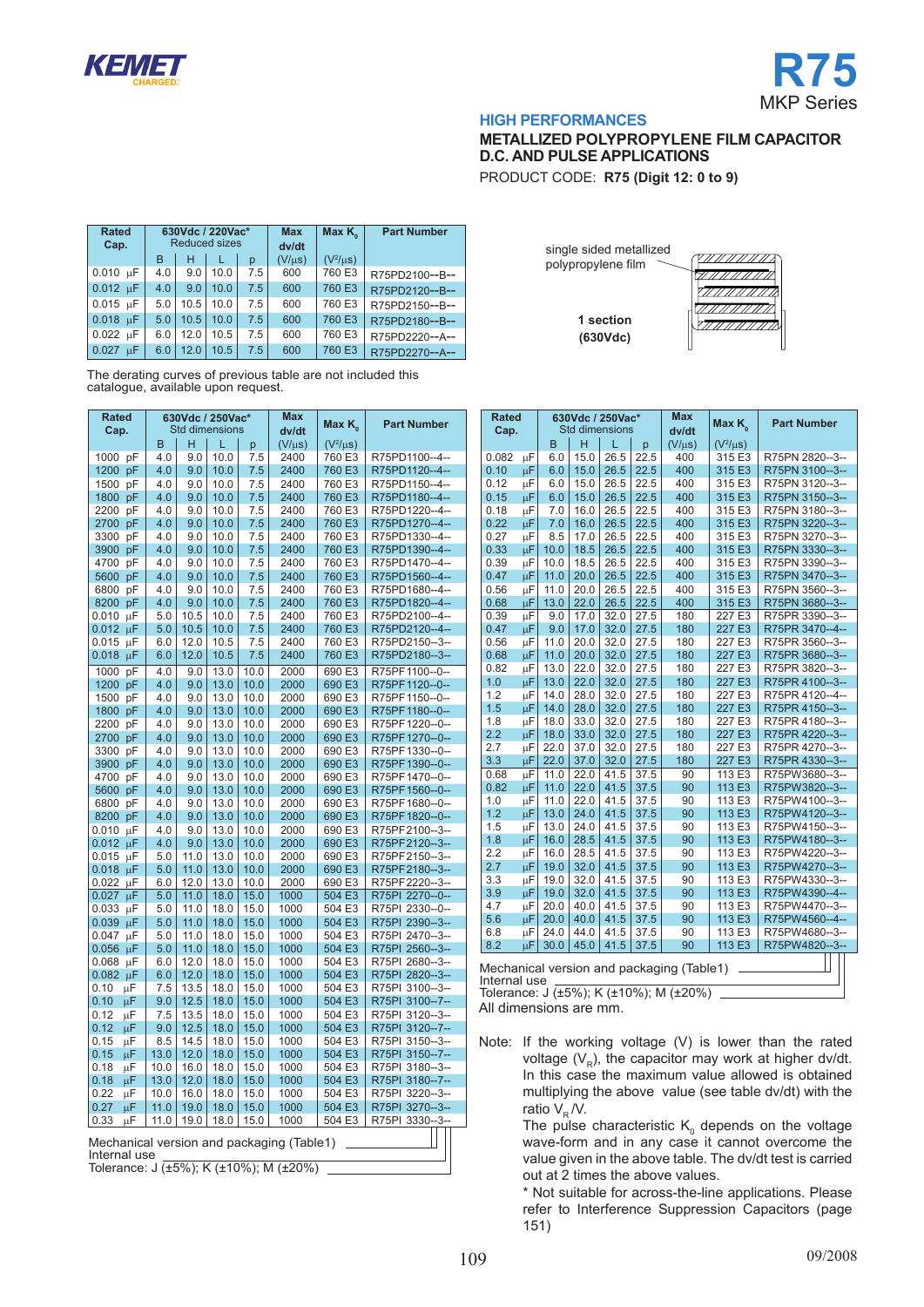KEMET

# R75

MKP Series

**HIGH PERFORMANCES**

**METALLIZED POLYPROPYLENE FILM CAPACITOR**
**D.C. AND PULSE APPLICATIONS**

PRODUCT CODE: **R75 (Digit 12: 0 to 9)**

| Rated Cap. | 630Vdc / 220Vac* Reduced sizes | | | | Max dv/dt | Max $K_0$ | Part Number |
|---|---|---|---|---|---|---|---|
| | B | H | L | p | (V/µs) | ($V^2$/µs) | |
| 0.010 µF | 4.0 | 9.0 | 10.0 | 7.5 | 600 | 760 E3 | R75PD2100--B-- |
| 0.012 µF | 4.0 | 9.0 | 10.0 | 7.5 | 600 | 760 E3 | R75PD2120--B-- |
| 0.015 µF | 5.0 | 10.5 | 10.0 | 7.5 | 600 | 760 E3 | R75PD2150--B-- |
| 0.018 µF | 5.0 | 10.5 | 10.0 | 7.5 | 600 | 760 E3 | R75PD2180--B-- |
| 0.022 µF | 6.0 | 12.0 | 10.5 | 7.5 | 600 | 760 E3 | R75PD2220--A-- |
| 0.027 µF | 6.0 | 12.0 | 10.5 | 7.5 | 600 | 760 E3 | R75PD2270--A-- |

The derating curves of previous table are not included this catalogue, available upon request.

single sided metallized polypropylene film

**1 section (630Vdc)**

| Rated Cap. | 630Vdc / 250Vac* Std dimensions | | | | Max dv/dt | Max $K_0$ | Part Number |
|---|---|---|---|---|---|---|---|
| | B | H | L | p | (V/µs) | ($V^2$/µs) | |
| 1000 pF | 4.0 | 9.0 | 10.0 | 7.5 | 2400 | 760 E3 | R75PD1100--4-- |
| 1200 pF | 4.0 | 9.0 | 10.0 | 7.5 | 2400 | 760 E3 | R75PD1120--4-- |
| 1500 pF | 4.0 | 9.0 | 10.0 | 7.5 | 2400 | 760 E3 | R75PD1150--4-- |
| 1800 pF | 4.0 | 9.0 | 10.0 | 7.5 | 2400 | 760 E3 | R75PD1180--4-- |
| 2200 pF | 4.0 | 9.0 | 10.0 | 7.5 | 2400 | 760 E3 | R75PD1220--4-- |
| 2700 pF | 4.0 | 9.0 | 10.0 | 7.5 | 2400 | 760 E3 | R75PD1270--4-- |
| 3300 pF | 4.0 | 9.0 | 10.0 | 7.5 | 2400 | 760 E3 | R75PD1330--4-- |
| 3900 pF | 4.0 | 9.0 | 10.0 | 7.5 | 2400 | 760 E3 | R75PD1390--4-- |
| 4700 pF | 4.0 | 9.0 | 10.0 | 7.5 | 2400 | 760 E3 | R75PD1470--4-- |
| 5600 pF | 4.0 | 9.0 | 10.0 | 7.5 | 2400 | 760 E3 | R75PD1560--4-- |
| 6800 pF | 4.0 | 9.0 | 10.0 | 7.5 | 2400 | 760 E3 | R75PD1680--4-- |
| 8200 pF | 4.0 | 9.0 | 10.0 | 7.5 | 2400 | 760 E3 | R75PD1820--4-- |
| 0.010 µF | 5.0 | 10.5 | 10.0 | 7.5 | 2400 | 760 E3 | R75PD2100--4-- |
| 0.012 µF | 5.0 | 10.5 | 10.0 | 7.5 | 2400 | 760 E3 | R75PD2120--4-- |
| 0.015 µF | 6.0 | 12.0 | 10.5 | 7.5 | 2400 | 760 E3 | R75PD2150--3-- |
| 0.018 µF | 6.0 | 12.0 | 10.5 | 7.5 | 2400 | 760 E3 | R75PD2180--3-- |
| 1000 pF | 4.0 | 9.0 | 13.0 | 10.0 | 2000 | 690 E3 | R75PF1100--0-- |
| 1200 pF | 4.0 | 9.0 | 13.0 | 10.0 | 2000 | 690 E3 | R75PF1120--0-- |
| 1500 pF | 4.0 | 9.0 | 13.0 | 10.0 | 2000 | 690 E3 | R75PF1150--0-- |
| 1800 pF | 4.0 | 9.0 | 13.0 | 10.0 | 2000 | 690 E3 | R75PF1180--0-- |
| 2200 pF | 4.0 | 9.0 | 13.0 | 10.0 | 2000 | 690 E3 | R75PF1220--0-- |
| 2700 pF | 4.0 | 9.0 | 13.0 | 10.0 | 2000 | 690 E3 | R75PF1270--0-- |
| 3300 pF | 4.0 | 9.0 | 13.0 | 10.0 | 2000 | 690 E3 | R75PF1330--0-- |
| 3900 pF | 4.0 | 9.0 | 13.0 | 10.0 | 2000 | 690 E3 | R75PF1390--0-- |
| 4700 pF | 4.0 | 9.0 | 13.0 | 10.0 | 2000 | 690 E3 | R75PF1470--0-- |
| 5600 pF | 4.0 | 9.0 | 13.0 | 10.0 | 2000 | 690 E3 | R75PF1560--0-- |
| 6800 pF | 4.0 | 9.0 | 13.0 | 10.0 | 2000 | 690 E3 | R75PF1680--0-- |
| 8200 pF | 4.0 | 9.0 | 13.0 | 10.0 | 2000 | 690 E3 | R75PF1820--0-- |
| 0.010 µF | 4.0 | 9.0 | 13.0 | 10.0 | 2000 | 690 E3 | R75PF2100--0-- |
| 0.012 µF | 4.0 | 9.0 | 13.0 | 10.0 | 2000 | 690 E3 | R75PF2120--3-- |
| 0.015 µF | 5.0 | 11.0 | 13.0 | 10.0 | 2000 | 690 E3 | R75PF2150--3-- |
| 0.018 µF | 5.0 | 11.0 | 13.0 | 10.0 | 2000 | 690 E3 | R75PF2180--3-- |
| 0.022 µF | 6.0 | 12.0 | 13.0 | 10.0 | 2000 | 690 E3 | R75PF2220--3-- |
| 0.027 µF | 5.0 | 11.0 | 18.0 | 15.0 | 1000 | 504 E3 | R75PI 2270--0-- |
| 0.033 µF | 5.0 | 11.0 | 18.0 | 15.0 | 1000 | 504 E3 | R75PI 2330--0-- |
| 0.039 µF | 5.0 | 11.0 | 18.0 | 15.0 | 1000 | 504 E3 | R75PI 2390--3-- |
| 0.047 µF | 5.0 | 11.0 | 18.0 | 15.0 | 1000 | 504 E3 | R75PI 2470--3-- |
| 0.056 µF | 5.0 | 11.0 | 18.0 | 15.0 | 1000 | 504 E3 | R75PI 2560--3-- |
| 0.068 µF | 6.0 | 12.0 | 18.0 | 15.0 | 1000 | 504 E3 | R75PI 2680--3-- |
| 0.082 µF | 6.0 | 12.0 | 18.0 | 15.0 | 1000 | 504 E3 | R75PI 2820--3-- |
| 0.10 µF | 7.5 | 13.5 | 18.0 | 15.0 | 1000 | 504 E3 | R75PI 3100--3-- |
| 0.10 µF | 9.0 | 12.5 | 18.0 | 15.0 | 1000 | 504 E3 | R75PI 3100--7-- |
| 0.12 µF | 7.5 | 13.5 | 18.0 | 15.0 | 1000 | 504 E3 | R75PI 3120--3-- |
| 0.12 µF | 9.0 | 12.5 | 18.0 | 15.0 | 1000 | 504 E3 | R75PI 3120--7-- |
| 0.15 µF | 8.5 | 14.5 | 18.0 | 15.0 | 1000 | 504 E3 | R75PI 3150--3-- |
| 0.15 µF | 13.0 | 12.0 | 18.0 | 15.0 | 1000 | 504 E3 | R75PI 3150--7-- |
| 0.18 µF | 10.0 | 16.0 | 18.0 | 15.0 | 1000 | 504 E3 | R75PI 3180--3-- |
| 0.18 µF | 13.0 | 12.0 | 18.0 | 15.0 | 1000 | 504 E3 | R75PI 3180--7-- |
| 0.22 µF | 10.0 | 16.0 | 18.0 | 15.0 | 1000 | 504 E3 | R75PI 3220--3-- |
| 0.27 µF | 11.0 | 19.0 | 18.0 | 15.0 | 1000 | 504 E3 | R75PI 3270--3-- |
| 0.33 µF | 11.0 | 19.0 | 18.0 | 15.0 | 1000 | 504 E3 | R75PI 3330--3-- |

Mechanical version and packaging (Table1)
Internal use
Tolerance: J (±5%); K (±10%); M (±20%)

| Rated Cap. | 630Vdc / 250Vac* Std dimensions | | | | Max dv/dt | Max $K_0$ | Part Number |
|---|---|---|---|---|---|---|---|
| | B | H | L | p | (V/µs) | ($V^2$/µs) | |
| 0.082 µF | 6.0 | 15.0 | 26.5 | 22.5 | 400 | 315 E3 | R75PN 2820--3-- |
| 0.10 µF | 6.0 | 15.0 | 26.5 | 22.5 | 400 | 315 E3 | R75PN 3100--3-- |
| 0.12 µF | 6.0 | 15.0 | 26.5 | 22.5 | 400 | 315 E3 | R75PN 3120--3-- |
| 0.15 µF | 6.0 | 15.0 | 26.5 | 22.5 | 400 | 315 E3 | R75PN 3150--3-- |
| 0.18 µF | 7.0 | 16.0 | 26.5 | 22.5 | 400 | 315 E3 | R75PN 3180--3-- |
| 0.22 µF | 7.0 | 16.0 | 26.5 | 22.5 | 400 | 315 E3 | R75PN 3220--3-- |
| 0.27 µF | 8.5 | 17.0 | 26.5 | 22.5 | 400 | 315 E3 | R75PN 3270--3-- |
| 0.33 µF | 10.0 | 18.5 | 26.5 | 22.5 | 400 | 315 E3 | R75PN 3330--3-- |
| 0.39 µF | 10.0 | 18.5 | 26.5 | 22.5 | 400 | 315 E3 | R75PN 3390--3-- |
| 0.47 µF | 11.0 | 20.0 | 26.5 | 22.5 | 400 | 315 E3 | R75PN 3470--3-- |
| 0.56 µF | 11.0 | 20.0 | 26.5 | 22.5 | 400 | 315 E3 | R75PN 3560--3-- |
| 0.68 µF | 13.0 | 22.0 | 26.5 | 22.5 | 400 | 315 E3 | R75PN 3680--3-- |
| 0.39 µF | 9.0 | 17.0 | 32.0 | 27.5 | 180 | 227 E3 | R75PR 3390--3-- |
| 0.47 µF | 9.0 | 17.0 | 32.0 | 27.5 | 180 | 227 E3 | R75PR 3470--4-- |
| 0.56 µF | 11.0 | 20.0 | 32.0 | 27.5 | 180 | 227 E3 | R75PR 3560--3-- |
| 0.68 µF | 11.0 | 20.0 | 32.0 | 27.5 | 180 | 227 E3 | R75PR 3680--3-- |
| 0.82 µF | 13.0 | 22.0 | 32.0 | 27.5 | 180 | 227 E3 | R75PR 3820--3-- |
| 1.0 µF | 13.0 | 22.0 | 32.0 | 27.5 | 180 | 227 E3 | R75PR 4100--3-- |
| 1.2 µF | 14.0 | 28.0 | 32.0 | 27.5 | 180 | 227 E3 | R75PR 4120--4-- |
| 1.5 µF | 14.0 | 28.0 | 32.0 | 27.5 | 180 | 227 E3 | R75PR 4150--3-- |
| 1.8 µF | 18.0 | 33.0 | 32.0 | 27.5 | 180 | 227 E3 | R75PR 4180--3-- |
| 2.2 µF | 18.0 | 33.0 | 32.0 | 27.5 | 180 | 227 E3 | R75PR 4220--3-- |
| 2.7 µF | 22.0 | 37.0 | 32.0 | 27.5 | 180 | 227 E3 | R75PR 4270--3-- |
| 3.3 µF | 22.0 | 37.0 | 32.0 | 27.5 | 180 | 227 E3 | R75PR 4330--3-- |
| 0.68 µF | 11.0 | 22.0 | 41.5 | 37.5 | 90 | 113 E3 | R75PW3680--3-- |
| 0.82 µF | 11.0 | 22.0 | 41.5 | 37.5 | 90 | 113 E3 | R75PW3820--3-- |
| 1.0 µF | 11.0 | 22.0 | 41.5 | 37.5 | 90 | 113 E3 | R75PW4100--3-- |
| 1.2 µF | 13.0 | 24.0 | 41.5 | 37.5 | 90 | 113 E3 | R75PW4120--3-- |
| 1.5 µF | 13.0 | 24.0 | 41.5 | 37.5 | 90 | 113 E3 | R75PW4150--3-- |
| 1.8 µF | 16.0 | 28.5 | 41.5 | 37.5 | 90 | 113 E3 | R75PW4180--3-- |
| 2.2 µF | 16.0 | 28.5 | 41.5 | 37.5 | 90 | 113 E3 | R75PW4220--3-- |
| 2.7 µF | 19.0 | 32.0 | 41.5 | 37.5 | 90 | 113 E3 | R75PW4270--3-- |
| 3.3 µF | 19.0 | 32.0 | 41.5 | 37.5 | 90 | 113 E3 | R75PW4330--3-- |
| 3.9 µF | 19.0 | 32.0 | 41.5 | 37.5 | 90 | 113 E3 | R75PW4390--4-- |
| 4.7 µF | 20.0 | 40.0 | 41.5 | 37.5 | 90 | 113 E3 | R75PW4470--3-- |
| 5.6 µF | 20.0 | 40.0 | 41.5 | 37.5 | 90 | 113 E3 | R75PW4560--4-- |
| 6.8 µF | 24.0 | 44.0 | 41.5 | 37.5 | 90 | 113 E3 | R75PW4680--3-- |
| 8.2 µF | 30.0 | 45.0 | 41.5 | 37.5 | 90 | 113 E3 | R75PW4820--3-- |

Mechanical version and packaging (Table1)
Internal use
Tolerance: J (±5%); K (±10%); M (±20%)
All dimensions are mm.

Note: If the working voltage (V) is lower than the rated voltage ($V_R$), the capacitor may work at higher dv/dt. In this case the maximum value allowed is obtained multiplying the above value (see table dv/dt) with the ratio $V_R$/V.
The pulse characteristic $K_0$ depends on the voltage wave-form and in any case it cannot overcome the value given in the above table. The dv/dt test is carried out at 2 times the above values.
* Not suitable for across-the-line applications. Please refer to Interference Suppression Capacitors (page 151)

09/2008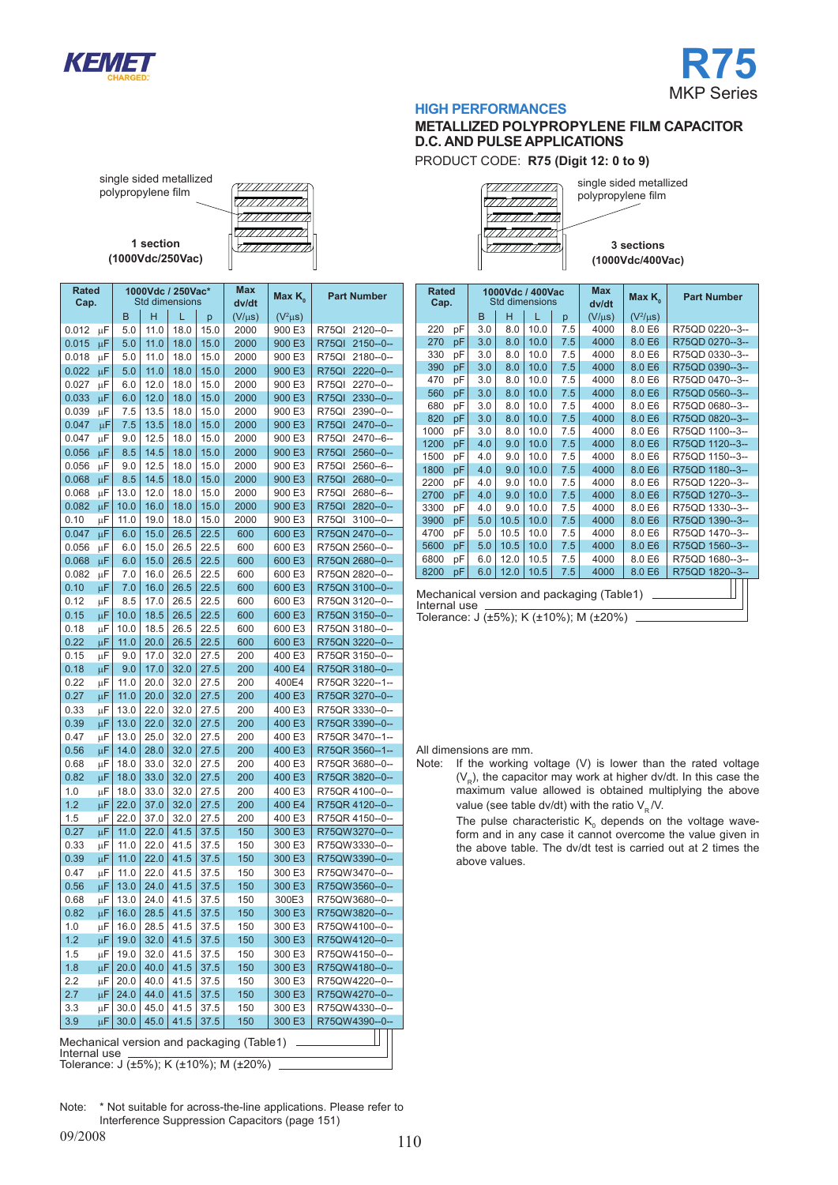# R75

MKP Series

## HIGH PERFORMANCES

### METALLIZED POLYPROPYLENE FILM CAPACITOR D.C. AND PULSE APPLICATIONS

PRODUCT CODE: **R75 (Digit 12: 0 to 9)**

single sided metallized polypropylene film

**1 section (1000Vdc/250Vac)**

| Rated Cap. | 1000Vdc / 250Vac* Std dimensions | | | | Max dv/dt | Max $K_0$ | Part Number |
|---|---|---|---|---|---|---|---|
| | B | H | L | p | (V/µs) | ($V^2$µs) | |
| 0.012 µF | 5.0 | 11.0 | 18.0 | 15.0 | 2000 | 900 E3 | R75QI 2120--0-- |
| 0.015 µF | 5.0 | 11.0 | 18.0 | 15.0 | 2000 | 900 E3 | R75QI 2150--0-- |
| 0.018 µF | 5.0 | 11.0 | 18.0 | 15.0 | 2000 | 900 E3 | R75QI 2180--0-- |
| 0.022 µF | 5.0 | 11.0 | 18.0 | 15.0 | 2000 | 900 E3 | R75QI 2220--0-- |
| 0.027 µF | 6.0 | 12.0 | 18.0 | 15.0 | 2000 | 900 E3 | R75QI 2270--0-- |
| 0.033 µF | 6.0 | 12.0 | 18.0 | 15.0 | 2000 | 900 E3 | R75QI 2330--0-- |
| 0.039 µF | 7.5 | 13.5 | 18.0 | 15.0 | 2000 | 900 E3 | R75QI 2390--0-- |
| 0.047 µF | 7.5 | 13.5 | 18.0 | 15.0 | 2000 | 900 E3 | R75QI 2470--0-- |
| 0.047 µF | 9.0 | 12.5 | 18.0 | 15.0 | 2000 | 900 E3 | R75QI 2470--6-- |
| 0.056 µF | 8.5 | 14.5 | 18.0 | 15.0 | 2000 | 900 E3 | R75QI 2560--0-- |
| 0.056 µF | 9.0 | 12.5 | 18.0 | 15.0 | 2000 | 900 E3 | R75QI 2560--6-- |
| 0.068 µF | 8.5 | 14.5 | 18.0 | 15.0 | 2000 | 900 E3 | R75QI 2680--0-- |
| 0.068 µF | 13.0 | 12.0 | 18.0 | 15.0 | 2000 | 900 E3 | R75QI 2680--6-- |
| 0.082 µF | 10.0 | 16.0 | 18.0 | 15.0 | 2000 | 900 E3 | R75QI 2820--0-- |
| 0.10 µF | 11.0 | 19.0 | 18.0 | 15.0 | 2000 | 900 E3 | R75QI 3100--0-- |
| 0.047 µF | 6.0 | 15.0 | 26.5 | 22.5 | 600 | 600 E3 | R75QN 2470--0-- |
| 0.056 µF | 6.0 | 15.0 | 26.5 | 22.5 | 600 | 600 E3 | R75QN 2560--0-- |
| 0.068 µF | 6.0 | 15.0 | 26.5 | 22.5 | 600 | 600 E3 | R75QN 2680--0-- |
| 0.082 µF | 7.0 | 16.0 | 26.5 | 22.5 | 600 | 600 E3 | R75QN 2820--0-- |
| 0.10 µF | 7.0 | 16.0 | 26.5 | 22.5 | 600 | 600 E3 | R75QN 3100--0-- |
| 0.12 µF | 8.5 | 17.0 | 26.5 | 22.5 | 600 | 600 E3 | R75QN 3120--0-- |
| 0.15 µF | 10.0 | 18.5 | 26.5 | 22.5 | 600 | 600 E3 | R75QN 3150--0-- |
| 0.18 µF | 10.0 | 18.5 | 26.5 | 22.5 | 600 | 600 E3 | R75QN 3180--0-- |
| 0.22 µF | 11.0 | 20.0 | 26.5 | 22.5 | 600 | 600 E3 | R75QN 3220--0-- |
| 0.15 µF | 9.0 | 17.0 | 32.0 | 27.5 | 200 | 400 E3 | R75QR 3150--0-- |
| 0.18 µF | 9.0 | 17.0 | 32.0 | 27.5 | 200 | 400 E4 | R75QR 3180--0-- |
| 0.22 µF | 11.0 | 20.0 | 32.0 | 27.5 | 200 | 400E4 | R75QR 3220--1-- |
| 0.27 µF | 11.0 | 20.0 | 32.0 | 27.5 | 200 | 400 E3 | R75QR 3270--0-- |
| 0.33 µF | 13.0 | 22.0 | 32.0 | 27.5 | 200 | 400 E3 | R75QR 3330--0-- |
| 0.39 µF | 13.0 | 22.0 | 32.0 | 27.5 | 200 | 400 E3 | R75QR 3390--0-- |
| 0.47 µF | 13.0 | 25.0 | 32.0 | 27.5 | 200 | 400 E3 | R75QR 3470--1-- |
| 0.56 µF | 14.0 | 28.0 | 32.0 | 27.5 | 200 | 400 E3 | R75QR 3560--1-- |
| 0.68 µF | 18.0 | 33.0 | 32.0 | 27.5 | 200 | 400 E3 | R75QR 3680--0-- |
| 0.82 µF | 18.0 | 33.0 | 32.0 | 27.5 | 200 | 400 E3 | R75QR 3820--0-- |
| 1.0 µF | 18.0 | 33.0 | 32.0 | 27.5 | 200 | 400 E3 | R75QR 4100--0-- |
| 1.2 µF | 22.0 | 37.0 | 32.0 | 27.5 | 200 | 400 E4 | R75QR 4120--0-- |
| 1.5 µF | 22.0 | 37.0 | 32.0 | 27.5 | 200 | 400 E3 | R75QR 4150--0-- |
| 0.27 µF | 11.0 | 22.0 | 41.5 | 37.5 | 150 | 300 E3 | R75QW3270--0-- |
| 0.33 µF | 11.0 | 22.0 | 41.5 | 37.5 | 150 | 300 E3 | R75QW3330--0-- |
| 0.39 µF | 11.0 | 22.0 | 41.5 | 37.5 | 150 | 300 E3 | R75QW3390--0-- |
| 0.47 µF | 11.0 | 22.0 | 41.5 | 37.5 | 150 | 300 E3 | R75QW3470--0-- |
| 0.56 µF | 13.0 | 24.0 | 41.5 | 37.5 | 150 | 300 E3 | R75QW3560--0-- |
| 0.68 µF | 13.0 | 24.0 | 41.5 | 37.5 | 150 | 300E3 | R75QW3680--0-- |
| 0.82 µF | 16.0 | 28.5 | 41.5 | 37.5 | 150 | 300 E3 | R75QW3820--0-- |
| 1.0 µF | 16.0 | 28.5 | 41.5 | 37.5 | 150 | 300 E3 | R75QW4100--0-- |
| 1.2 µF | 19.0 | 32.0 | 41.5 | 37.5 | 150 | 300 E3 | R75QW4120--0-- |
| 1.5 µF | 19.0 | 32.0 | 41.5 | 37.5 | 150 | 300 E3 | R75QW4150--0-- |
| 1.8 µF | 20.0 | 40.0 | 41.5 | 37.5 | 150 | 300 E3 | R75QW4180--0-- |
| 2.2 µF | 20.0 | 40.0 | 41.5 | 37.5 | 150 | 300 E3 | R75QW4220--0-- |
| 2.7 µF | 24.0 | 44.0 | 41.5 | 37.5 | 150 | 300 E3 | R75QW4270--0-- |
| 3.3 µF | 30.0 | 45.0 | 41.5 | 37.5 | 150 | 300 E3 | R75QW4330--0-- |
| 3.9 µF | 30.0 | 45.0 | 41.5 | 37.5 | 150 | 300 E3 | R75QW4390--0-- |

Mechanical version and packaging (Table1)
Internal use
Tolerance: J (±5%); K (±10%); M (±20%)

single sided metallized polypropylene film

**3 sections (1000Vdc/400Vac)**

| Rated Cap. | 1000Vdc / 400Vac Std dimensions | | | | Max dv/dt | Max $K_0$ | Part Number |
|---|---|---|---|---|---|---|---|
| | B | H | L | p | (V/µs) | ($V^2$µs) | |
| 220 pF | 3.0 | 8.0 | 10.0 | 7.5 | 4000 | 8.0 E6 | R75QD 0220--3-- |
| 270 pF | 3.0 | 8.0 | 10.0 | 7.5 | 4000 | 8.0 E6 | R75QD 0270--3-- |
| 330 pF | 3.0 | 8.0 | 10.0 | 7.5 | 4000 | 8.0 E6 | R75QD 0330--3-- |
| 390 pF | 3.0 | 8.0 | 10.0 | 7.5 | 4000 | 8.0 E6 | R75QD 0390--3-- |
| 470 pF | 3.0 | 8.0 | 10.0 | 7.5 | 4000 | 8.0 E6 | R75QD 0470--3-- |
| 560 pF | 3.0 | 8.0 | 10.0 | 7.5 | 4000 | 8.0 E6 | R75QD 0560--3-- |
| 680 pF | 3.0 | 8.0 | 10.0 | 7.5 | 4000 | 8.0 E6 | R75QD 0680--3-- |
| 820 pF | 3.0 | 8.0 | 10.0 | 7.5 | 4000 | 8.0 E6 | R75QD 0820--3-- |
| 1000 pF | 3.0 | 8.0 | 10.0 | 7.5 | 4000 | 8.0 E6 | R75QD 1100--3-- |
| 1200 pF | 4.0 | 9.0 | 10.0 | 7.5 | 4000 | 8.0 E6 | R75QD 1120--3-- |
| 1500 pF | 4.0 | 9.0 | 10.0 | 7.5 | 4000 | 8.0 E6 | R75QD 1150--3-- |
| 1800 pF | 4.0 | 9.0 | 10.0 | 7.5 | 4000 | 8.0 E6 | R75QD 1180--3-- |
| 2200 pF | 4.0 | 9.0 | 10.0 | 7.5 | 4000 | 8.0 E6 | R75QD 1220--3-- |
| 2700 pF | 4.0 | 9.0 | 10.0 | 7.5 | 4000 | 8.0 E6 | R75QD 1270--3-- |
| 3300 pF | 4.0 | 9.0 | 10.0 | 7.5 | 4000 | 8.0 E6 | R75QD 1330--3-- |
| 3900 pF | 5.0 | 10.5 | 10.0 | 7.5 | 4000 | 8.0 E6 | R75QD 1390--3-- |
| 4700 pF | 5.0 | 10.5 | 10.0 | 7.5 | 4000 | 8.0 E6 | R75QD 1470--3-- |
| 5600 pF | 5.0 | 10.5 | 10.0 | 7.5 | 4000 | 8.0 E6 | R75QD 1560--3-- |
| 6800 pF | 6.0 | 12.0 | 10.5 | 7.5 | 4000 | 8.0 E6 | R75QD 1680--3-- |
| 8200 pF | 6.0 | 12.0 | 10.5 | 7.5 | 4000 | 8.0 E6 | R75QD 1820--3-- |

Mechanical version and packaging (Table1)
Internal use
Tolerance: J (±5%); K (±10%); M (±20%)

All dimensions are mm.

Note: If the working voltage (V) is lower than the rated voltage ($V_R$), the capacitor may work at higher dv/dt. In this case the maximum value allowed is obtained multiplying the above value (see table dv/dt) with the ratio $V_R$/V.

The pulse characteristic $K_0$ depends on the voltage waveform and in any case it cannot overcome the value given in the above table. The dv/dt test is carried out at 2 times the above values.

Note: * Not suitable for across-the-line applications. Please refer to Interference Suppression Capacitors (page 151)

09/2008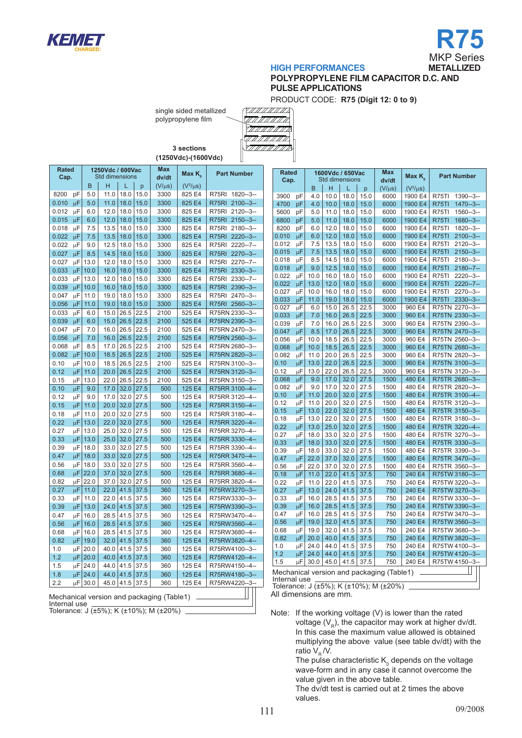KEMET

# R75

MKP Series

**HIGH PERFORMANCES** **METALLIZED**

**POLYPROPYLENE FILM CAPACITOR D.C. AND PULSE APPLICATIONS**

PRODUCT CODE: **R75 (Digit 12: 0 to 9)**

single sided metallized polypropylene film

**3 sections (1250Vdc)-(1600Vdc)**

| Rated Cap. | | 1250Vdc / 600Vac Std dimensions | | | | Max dv/dt | Max $K_0$ | Part Number |
|---|---|---|---|---|---|---|---|---|
| | | B | H | L | p | (V/µs) | ($V^2$/µs) | |
| 8200 | pF | 5.0 | 11.0 | 18.0 | 15.0 | 3300 | 825 E4 | R75RI 1820--3-- |
| 0.010 | µF | 5.0 | 11.0 | 18.0 | 15.0 | 3300 | 825 E4 | R75RI 2100--3-- |
| 0.012 | µF | 6.0 | 12.0 | 18.0 | 15.0 | 3300 | 825 E4 | R75RI 2120--3-- |
| 0.015 | µF | 6.0 | 12.0 | 18.0 | 15.0 | 3300 | 825 E4 | R75RI 2150--3-- |
| 0.018 | µF | 7.5 | 13.5 | 18.0 | 15.0 | 3300 | 825 E4 | R75RI 2180--3-- |
| 0.022 | µF | 7.5 | 13.5 | 18.0 | 15.0 | 3300 | 825 E4 | R75RI 2220--3-- |
| 0.022 | µF | 9.0 | 12.5 | 18.0 | 15.0 | 3300 | 825 E4 | R75RI 2220--7-- |
| 0.027 | µF | 8.5 | 14.5 | 18.0 | 15.0 | 3300 | 825 E4 | R75RI 2270--3-- |
| 0.027 | µF | 13.0 | 12.0 | 18.0 | 15.0 | 3300 | 825 E4 | R75RI 2270--7-- |
| 0.033 | µF | 10.0 | 16.0 | 18.0 | 15.0 | 3300 | 825 E4 | R75RI 2330--3-- |
| 0.033 | µF | 13.0 | 12.0 | 18.0 | 15.0 | 3300 | 825 E4 | R75RI 2330--7-- |
| 0.039 | µF | 10.0 | 16.0 | 18.0 | 15.0 | 3300 | 825 E4 | R75RI 2390--3-- |
| 0.047 | µF | 11.0 | 19.0 | 18.0 | 15.0 | 3300 | 825 E4 | R75RI 2470--3-- |
| 0.056 | µF | 11.0 | 19.0 | 18.0 | 15.0 | 3300 | 825 E4 | R75RI 2560--3-- |
| 0.033 | µF | 6.0 | 15.0 | 26.5 | 22.5 | 2100 | 525 E4 | R75RN 2330--3-- |
| 0.039 | µF | 6.0 | 15.0 | 26.5 | 22.5 | 2100 | 525 E4 | R75RN 2390--3-- |
| 0.047 | µF | 7.0 | 16.0 | 26.5 | 22.5 | 2100 | 525 E4 | R75RN 2470--3-- |
| 0.056 | µF | 7.0 | 16.0 | 26.5 | 22.5 | 2100 | 525 E4 | R75RN 2560--3-- |
| 0.068 | µF | 8.5 | 17.0 | 26.5 | 22.5 | 2100 | 525 E4 | R75RN 2680--3-- |
| 0.082 | µF | 10.0 | 18.5 | 26.5 | 22.5 | 2100 | 525 E4 | R75RN 2820--3-- |
| 0.10 | µF | 10.0 | 18.5 | 26.5 | 22.5 | 2100 | 525 E4 | R75RN 3100--3-- |
| 0.12 | µF | 11.0 | 20.0 | 26.5 | 22.5 | 2100 | 525 E4 | R75RN 3120--3-- |
| 0.15 | µF | 13.0 | 22.0 | 26.5 | 22.5 | 2100 | 525 E4 | R75RN 3150--3-- |
| 0.10 | µF | 9.0 | 17.0 | 32.0 | 27.5 | 500 | 125 E4 | R75RR 3100--4-- |
| 0.12 | µF | 9.0 | 17.0 | 32.0 | 27.5 | 500 | 125 E4 | R75RR 3120--4-- |
| 0.15 | µF | 11.0 | 20.0 | 32.0 | 27.5 | 500 | 125 E4 | R75RR 3150--4-- |
| 0.18 | µF | 11.0 | 20.0 | 32.0 | 27.5 | 500 | 125 E4 | R75RR 3180--4-- |
| 0.22 | µF | 13.0 | 22.0 | 32.0 | 27.5 | 500 | 125 E4 | R75RR 3220--4-- |
| 0.27 | µF | 13.0 | 25.0 | 32.0 | 27.5 | 500 | 125 E4 | R75RR 3270--4-- |
| 0.33 | µF | 13.0 | 25.0 | 32.0 | 27.5 | 500 | 125 E4 | R75RR 3330--4-- |
| 0.39 | µF | 18.0 | 33.0 | 32.0 | 27.5 | 500 | 125 E4 | R75RR 3390--4-- |
| 0.47 | µF | 18.0 | 33.0 | 32.0 | 27.5 | 500 | 125 E4 | R75RR 3470--4-- |
| 0.56 | µF | 18.0 | 33.0 | 32.0 | 27.5 | 500 | 125 E4 | R75RR 3560--4-- |
| 0.68 | µF | 22.0 | 37.0 | 32.0 | 27.5 | 500 | 125 E4 | R75RR 3680--4-- |
| 0.82 | µF | 22.0 | 37.0 | 32.0 | 27.5 | 500 | 125 E4 | R75RR 3820--4-- |
| 0.27 | µF | 11.0 | 22.0 | 41.5 | 37.5 | 360 | 125 E4 | R75RW3270--3-- |
| 0.33 | µF | 11.0 | 22.0 | 41.5 | 37.5 | 360 | 125 E4 | R75RW3330--3-- |
| 0.39 | µF | 13.0 | 24.0 | 41.5 | 37.5 | 360 | 125 E4 | R75RW3390--3-- |
| 0.47 | µF | 16.0 | 28.5 | 41.5 | 37.5 | 360 | 125 E4 | R75RW3470--4-- |
| 0.56 | µF | 16.0 | 28.5 | 41.5 | 37.5 | 360 | 125 E4 | R75RW3560--4-- |
| 0.68 | µF | 16.0 | 28.5 | 41.5 | 37.5 | 360 | 125 E4 | R75RW3680--4-- |
| 0.82 | µF | 19.0 | 32.0 | 41.5 | 37.5 | 360 | 125 E4 | R75RW3820--4-- |
| 1.0 | µF | 20.0 | 40.0 | 41.5 | 37.5 | 360 | 125 E4 | R75RW4100--3-- |
| 1.2 | µF | 20.0 | 40.0 | 41.5 | 37.5 | 360 | 125 E4 | R75RW4120--4-- |
| 1.5 | µF | 24.0 | 44.0 | 41.5 | 37.5 | 360 | 125 E4 | R75RW4150--4-- |
| 1.8 | µF | 24.0 | 44.0 | 41.5 | 37.5 | 360 | 125 E4 | R75RW4180--3-- |
| 2.2 | µF | 30.0 | 45.0 | 41.5 | 37.5 | 360 | 125 E4 | R75RW4220--3-- |

Mechanical version and packaging (Table1)
Internal use
Tolerance: J (±5%); K (±10%); M (±20%)

| Rated Cap. | | 1600Vdc / 650Vac Std dimensions | | | | Max dv/dt | Max $K_0$ | Part Number |
|---|---|---|---|---|---|---|---|---|
| | | B | H | L | p | (V/µs) | ($V^2$/µs) | |
| 3900 | pF | 4.0 | 10.0 | 18.0 | 15.0 | 6000 | 1900 E4 | R75TI 1390--3-- |
| 4700 | pF | 4.0 | 10.0 | 18.0 | 15.0 | 6000 | 1900 E4 | R75TI 1470--3-- |
| 5600 | pF | 5.0 | 11.0 | 18.0 | 15.0 | 6000 | 1900 E4 | R75TI 1560--3-- |
| 6800 | pF | 5.0 | 11.0 | 18.0 | 15.0 | 6000 | 1900 E4 | R75TI 1680--3-- |
| 8200 | pF | 6.0 | 12.0 | 18.0 | 15.0 | 6000 | 1900 E4 | R75TI 1820--3-- |
| 0.010 | µF | 6.0 | 12.0 | 18.0 | 15.0 | 6000 | 1900 E4 | R75TI 2100--3-- |
| 0.012 | µF | 7.5 | 13.5 | 18.0 | 15.0 | 6000 | 1900 E4 | R75TI 2120--3-- |
| 0.015 | µF | 7.5 | 13.5 | 18.0 | 15.0 | 6000 | 1900 E4 | R75TI 2150--3-- |
| 0.018 | µF | 8.5 | 14.5 | 18.0 | 15.0 | 6000 | 1900 E4 | R75TI 2180--3-- |
| 0.018 | µF | 9.0 | 12.5 | 18.0 | 15.0 | 6000 | 1900 E4 | R75TI 2180--7-- |
| 0.022 | µF | 10.0 | 16.0 | 18.0 | 15.0 | 6000 | 1900 E4 | R75TI 2220--3-- |
| 0.022 | µF | 13.0 | 12.0 | 18.0 | 15.0 | 6000 | 1900 E4 | R75TI 2220--7-- |
| 0.027 | µF | 10.0 | 16.0 | 18.0 | 15.0 | 6000 | 1900 E4 | R75TI 2270--3-- |
| 0.033 | µF | 11.0 | 19.0 | 18.0 | 15.0 | 6000 | 1900 E4 | R75TI 2330--3-- |
| 0.027 | µF | 6.0 | 15.0 | 26.5 | 22.5 | 3000 | 960 E4 | R75TN 2270--3-- |
| 0.033 | µF | 7.0 | 16.0 | 26.5 | 22.5 | 3000 | 960 E4 | R75TN 2330--3-- |
| 0.039 | µF | 7.0 | 16.0 | 26.5 | 22.5 | 3000 | 960 E4 | R75TN 2390--3-- |
| 0.047 | µF | 8.5 | 17.0 | 26.5 | 22.5 | 3000 | 960 E4 | R75TN 2470--3-- |
| 0.056 | µF | 10.0 | 18.5 | 26.5 | 22.5 | 3000 | 960 E4 | R75TN 2560--3-- |
| 0.068 | µF | 10.0 | 18.5 | 26.5 | 22.5 | 3000 | 960 E4 | R75TN 2680--3-- |
| 0.082 | µF | 11.0 | 20.0 | 26.5 | 22.5 | 3000 | 960 E4 | R75TN 2820--3-- |
| 0.10 | µF | 13.0 | 22.0 | 26.5 | 22.5 | 3000 | 960 E4 | R75TN 3100--3-- |
| 0.12 | µF | 13.0 | 22.0 | 26.5 | 22.5 | 3000 | 960 E4 | R75TN 3120--3-- |
| 0.068 | µF | 9.0 | 17.0 | 32.0 | 27.5 | 1500 | 480 E4 | R75TR 2680--3-- |
| 0.082 | µF | 9.0 | 17.0 | 32.0 | 27.5 | 1500 | 480 E4 | R75TR 2820--3-- |
| 0.10 | µF | 11.0 | 20.0 | 32.0 | 27.5 | 1500 | 480 E4 | R75TR 3100--4-- |
| 0.12 | µF | 11.0 | 20.0 | 32.0 | 27.5 | 1500 | 480 E4 | R75TR 3120--3-- |
| 0.15 | µF | 13.0 | 22.0 | 32.0 | 27.5 | 1500 | 480 E4 | R75TR 3150--3-- |
| 0.18 | µF | 13.0 | 22.0 | 32.0 | 27.5 | 1500 | 480 E4 | R75TR 3180--3-- |
| 0.22 | µF | 13.0 | 25.0 | 32.0 | 27.5 | 1500 | 480 E4 | R75TR 3220--4-- |
| 0.27 | µF | 18.0 | 33.0 | 32.0 | 27.5 | 1500 | 480 E4 | R75TR 3270--3-- |
| 0.33 | µF | 18.0 | 33.0 | 32.0 | 27.5 | 1500 | 480 E4 | R75TR 3330--3-- |
| 0.39 | µF | 18.0 | 33.0 | 32.0 | 27.5 | 1500 | 480 E4 | R75TR 3390--3-- |
| 0.47 | µF | 22.0 | 37.0 | 32.0 | 27.5 | 1500 | 480 E4 | R75TR 3470--3-- |
| 0.56 | µF | 22.0 | 37.0 | 32.0 | 27.5 | 1500 | 480 E4 | R75TR 3560--3-- |
| 0.18 | µF | 11.0 | 22.0 | 41.5 | 37.5 | 750 | 240 E4 | R75TW 3180--3-- |
| 0.22 | µF | 11.0 | 22.0 | 41.5 | 37.5 | 750 | 240 E4 | R75TW 3220--3-- |
| 0.27 | µF | 13.0 | 24.0 | 41.5 | 37.5 | 750 | 240 E4 | R75TW 3270--3-- |
| 0.33 | µF | 16.0 | 28.5 | 41.5 | 37.5 | 750 | 240 E4 | R75TW 3330--3-- |
| 0.39 | µF | 16.0 | 28.5 | 41.5 | 37.5 | 750 | 240 E4 | R75TW 3390--3-- |
| 0.47 | µF | 16.0 | 28.5 | 41.5 | 37.5 | 750 | 240 E4 | R75TW 3470--3-- |
| 0.56 | µF | 19.0 | 32.0 | 41.5 | 37.5 | 750 | 240 E4 | R75TW 3560--3-- |
| 0.68 | µF | 19.0 | 32.0 | 41.5 | 37.5 | 750 | 240 E4 | R75TW 3680--3-- |
| 0.82 | µF | 20.0 | 40.0 | 41.5 | 37.5 | 750 | 240 E4 | R75TW 3820--3-- |
| 1.0 | µF | 24.0 | 44.0 | 41.5 | 37.5 | 750 | 240 E4 | R75TW 4100--3-- |
| 1.2 | µF | 24.0 | 44.0 | 41.5 | 37.5 | 750 | 240 E4 | R75TW 4120--3-- |
| 1.5 | µF | 30.0 | 45.0 | 41.5 | 37.5 | 750 | 240 E4 | R75TW 4150--3-- |

Mechanical version and packaging (Table1)
Internal use
Tolerance: J (±5%); K (±10%); M (±20%)

All dimensions are mm.

Note: If the working voltage (V) is lower than the rated voltage ($V_R$), the capacitor may work at higher dv/dt. In this case the maximum value allowed is obtained multiplying the above value (see table dv/dt) with the ratio $V_R$/V.
The pulse characteristic $K_0$ depends on the voltage wave-form and in any case it cannot overcome the value given in the above table.
The dv/dt test is carried out at 2 times the above values.

09/2008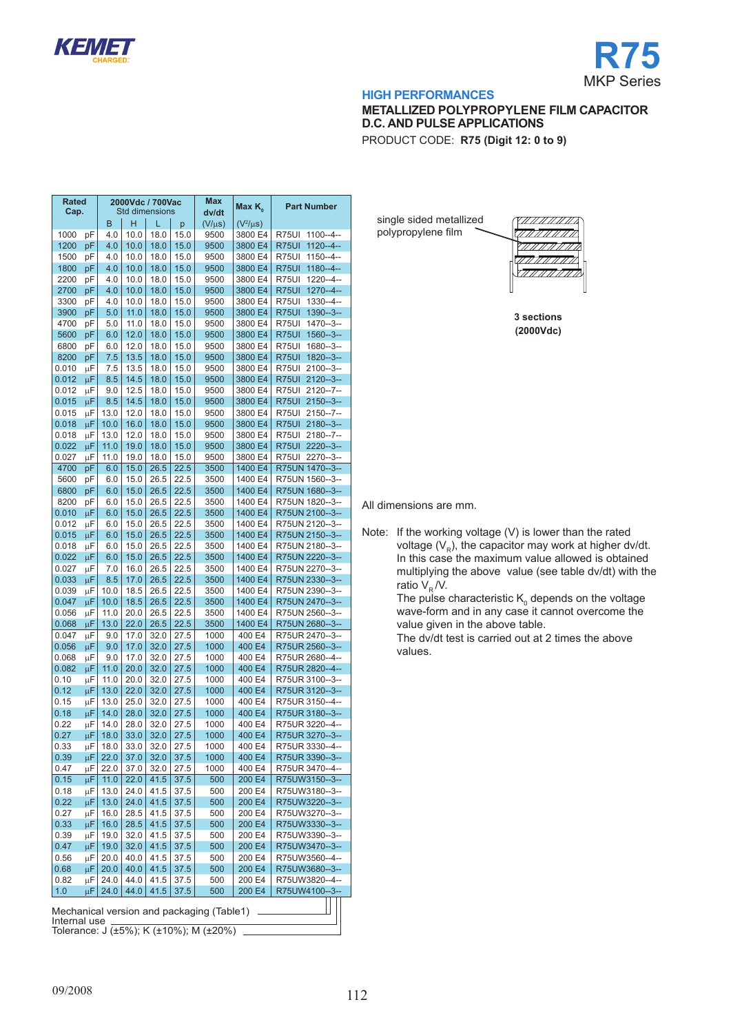# R75

MKP Series

**HIGH PERFORMANCES**

**METALLIZED POLYPROPYLENE FILM CAPACITOR D.C. AND PULSE APPLICATIONS**

PRODUCT CODE: **R75 (Digit 12: 0 to 9)**

| Rated Cap. | | 2000Vdc / 700Vac Std dimensions | | | | Max dv/dt | Max $K_0$ | Part Number |
|---|---|---|---|---|---|---|---|---|
| | | B | H | L | p | (V/μs) | ($V^2$/μs) | |
| 1000 | pF | 4.0 | 10.0 | 18.0 | 15.0 | 9500 | 3800 E4 | R75UI 1100--4-- |
| 1200 | pF | 4.0 | 10.0 | 18.0 | 15.0 | 9500 | 3800 E4 | R75UI 1120--4-- |
| 1500 | pF | 4.0 | 10.0 | 18.0 | 15.0 | 9500 | 3800 E4 | R75UI 1150--4-- |
| 1800 | pF | 4.0 | 10.0 | 18.0 | 15.0 | 9500 | 3800 E4 | R75UI 1180--4-- |
| 2200 | pF | 4.0 | 10.0 | 18.0 | 15.0 | 9500 | 3800 E4 | R75UI 1220--4-- |
| 2700 | pF | 4.0 | 10.0 | 18.0 | 15.0 | 9500 | 3800 E4 | R75UI 1270--4-- |
| 3300 | pF | 4.0 | 10.0 | 18.0 | 15.0 | 9500 | 3800 E4 | R75UI 1330--4-- |
| 3900 | pF | 5.0 | 11.0 | 18.0 | 15.0 | 9500 | 3800 E4 | R75UI 1390--3-- |
| 4700 | pF | 5.0 | 11.0 | 18.0 | 15.0 | 9500 | 3800 E4 | R75UI 1470--3-- |
| 5600 | pF | 6.0 | 12.0 | 18.0 | 15.0 | 9500 | 3800 E4 | R75UI 1560--3-- |
| 6800 | pF | 6.0 | 12.0 | 18.0 | 15.0 | 9500 | 3800 E4 | R75UI 1680--3-- |
| 8200 | pF | 7.5 | 13.5 | 18.0 | 15.0 | 9500 | 3800 E4 | R75UI 1820--3-- |
| 0.010 | μF | 7.5 | 13.5 | 18.0 | 15.0 | 9500 | 3800 E4 | R75UI 2100--3-- |
| 0.012 | μF | 8.5 | 14.5 | 18.0 | 15.0 | 9500 | 3800 E4 | R75UI 2120--3-- |
| 0.012 | μF | 9.0 | 12.5 | 18.0 | 15.0 | 9500 | 3800 E4 | R75UI 2120--7-- |
| 0.015 | μF | 8.5 | 14.5 | 18.0 | 15.0 | 9500 | 3800 E4 | R75UI 2150--3-- |
| 0.015 | μF | 13.0 | 12.0 | 18.0 | 15.0 | 9500 | 3800 E4 | R75UI 2150--7-- |
| 0.018 | μF | 10.0 | 16.0 | 18.0 | 15.0 | 9500 | 3800 E4 | R75UI 2180--3-- |
| 0.018 | μF | 13.0 | 12.0 | 18.0 | 15.0 | 9500 | 3800 E4 | R75UI 2180--7-- |
| 0.022 | μF | 11.0 | 19.0 | 18.0 | 15.0 | 9500 | 3800 E4 | R75UI 2220--3-- |
| 0.027 | μF | 11.0 | 19.0 | 18.0 | 15.0 | 9500 | 3800 E4 | R75UI 2270--3-- |
| 4700 | pF | 6.0 | 15.0 | 26.5 | 22.5 | 3500 | 1400 E4 | R75UN 1470--3-- |
| 5600 | pF | 6.0 | 15.0 | 26.5 | 22.5 | 3500 | 1400 E4 | R75UN 1560--3-- |
| 6800 | pF | 6.0 | 15.0 | 26.5 | 22.5 | 3500 | 1400 E4 | R75UN 1680--3-- |
| 8200 | pF | 6.0 | 15.0 | 26.5 | 22.5 | 3500 | 1400 E4 | R75UN 1820--3-- |
| 0.010 | μF | 6.0 | 15.0 | 26.5 | 22.5 | 3500 | 1400 E4 | R75UN 2100--3-- |
| 0.012 | μF | 6.0 | 15.0 | 26.5 | 22.5 | 3500 | 1400 E4 | R75UN 2120--3-- |
| 0.015 | μF | 6.0 | 15.0 | 26.5 | 22.5 | 3500 | 1400 E4 | R75UN 2150--3-- |
| 0.018 | μF | 6.0 | 15.0 | 26.5 | 22.5 | 3500 | 1400 E4 | R75UN 2180--3-- |
| 0.022 | μF | 6.0 | 15.0 | 26.5 | 22.5 | 3500 | 1400 E4 | R75UN 2220--3-- |
| 0.027 | μF | 7.0 | 16.0 | 26.5 | 22.5 | 3500 | 1400 E4 | R75UN 2270--3-- |
| 0.033 | μF | 8.5 | 17.0 | 26.5 | 22.5 | 3500 | 1400 E4 | R75UN 2330--3-- |
| 0.039 | μF | 10.0 | 18.5 | 26.5 | 22.5 | 3500 | 1400 E4 | R75UN 2390--3-- |
| 0.047 | μF | 10.0 | 18.5 | 26.5 | 22.5 | 3500 | 1400 E4 | R75UN 2470--3-- |
| 0.056 | μF | 11.0 | 20.0 | 26.5 | 22.5 | 3500 | 1400 E4 | R75UN 2560--3-- |
| 0.068 | μF | 13.0 | 22.0 | 26.5 | 22.5 | 3500 | 1400 E4 | R75UN 2680--3-- |
| 0.047 | μF | 9.0 | 17.0 | 32.0 | 27.5 | 1000 | 400 E4 | R75UR 2470--3-- |
| 0.056 | μF | 9.0 | 17.0 | 32.0 | 27.5 | 1000 | 400 E4 | R75UR 2560--3-- |
| 0.068 | μF | 9.0 | 17.0 | 32.0 | 27.5 | 1000 | 400 E4 | R75UR 2680--4-- |
| 0.082 | μF | 11.0 | 20.0 | 32.0 | 27.5 | 1000 | 400 E4 | R75UR 2820--4-- |
| 0.10 | μF | 11.0 | 20.0 | 32.0 | 27.5 | 1000 | 400 E4 | R75UR 3100--3-- |
| 0.12 | μF | 13.0 | 22.0 | 32.0 | 27.5 | 1000 | 400 E4 | R75UR 3120--3-- |
| 0.15 | μF | 13.0 | 25.0 | 32.0 | 27.5 | 1000 | 400 E4 | R75UR 3150--4-- |
| 0.18 | μF | 14.0 | 28.0 | 32.0 | 27.5 | 1000 | 400 E4 | R75UR 3180--3-- |
| 0.22 | μF | 14.0 | 28.0 | 32.0 | 27.5 | 1000 | 400 E4 | R75UR 3220--4-- |
| 0.27 | μF | 18.0 | 33.0 | 32.0 | 27.5 | 1000 | 400 E4 | R75UR 3270--3-- |
| 0.33 | μF | 18.0 | 33.0 | 32.0 | 27.5 | 1000 | 400 E4 | R75UR 3330--4-- |
| 0.39 | μF | 22.0 | 37.0 | 32.0 | 37.5 | 1000 | 400 E4 | R75UR 3390--3-- |
| 0.47 | μF | 22.0 | 37.0 | 32.0 | 27.5 | 1000 | 400 E4 | R75UR 3470--4-- |
| 0.15 | μF | 11.0 | 22.0 | 41.5 | 37.5 | 500 | 200 E4 | R75UW3150--3-- |
| 0.18 | μF | 13.0 | 24.0 | 41.5 | 37.5 | 500 | 200 E4 | R75UW3180--3-- |
| 0.22 | μF | 13.0 | 24.0 | 41.5 | 37.5 | 500 | 200 E4 | R75UW3220--3-- |
| 0.27 | μF | 16.0 | 28.5 | 41.5 | 37.5 | 500 | 200 E4 | R75UW3270--3-- |
| 0.33 | μF | 16.0 | 28.5 | 41.5 | 37.5 | 500 | 200 E4 | R75UW3330--3-- |
| 0.39 | μF | 19.0 | 32.0 | 41.5 | 37.5 | 500 | 200 E4 | R75UW3390--3-- |
| 0.47 | μF | 19.0 | 32.0 | 41.5 | 37.5 | 500 | 200 E4 | R75UW3470--3-- |
| 0.56 | μF | 20.0 | 40.0 | 41.5 | 37.5 | 500 | 200 E4 | R75UW3560--4-- |
| 0.68 | μF | 20.0 | 40.0 | 41.5 | 37.5 | 500 | 200 E4 | R75UW3680--3-- |
| 0.82 | μF | 24.0 | 44.0 | 41.5 | 37.5 | 500 | 200 E4 | R75UW3820--4-- |
| 1.0 | μF | 24.0 | 44.0 | 41.5 | 37.5 | 500 | 200 E4 | R75UW4100--3-- |

Mechanical version and packaging (Table1)
Internal use
Tolerance: J (±5%); K (±10%); M (±20%)

single sided metallized polypropylene film

**3 sections (2000Vdc)**

All dimensions are mm.

Note: If the working voltage (V) is lower than the rated voltage ($V_R$), the capacitor may work at higher dv/dt. In this case the maximum value allowed is obtained multiplying the above value (see table dv/dt) with the ratio $V_R$/V.
The pulse characteristic $K_0$ depends on the voltage wave-form and in any case it cannot overcome the value given in the above table.
The dv/dt test is carried out at 2 times the above values.

09/2008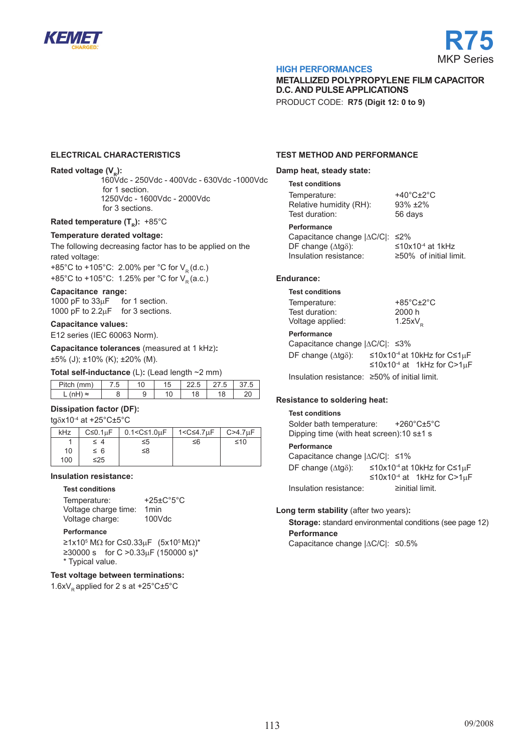KEMET CHARGED.

# R75

MKP Series

**HIGH PERFORMANCES**

**METALLIZED POLYPROPYLENE FILM CAPACITOR**
**D.C. AND PULSE APPLICATIONS**

PRODUCT CODE: **R75 (Digit 12: 0 to 9)**

## ELECTRICAL CHARACTERISTICS

**Rated voltage ($V_R$):**
160Vdc - 250Vdc - 400Vdc - 630Vdc -1000Vdc for 1 section.
1250Vdc - 1600Vdc - 2000Vdc for 3 sections.

**Rated temperature ($T_R$):** +85°C

**Temperature derated voltage:**
The following decreasing factor has to be applied on the rated voltage:
+85°C to +105°C: 2.00% per °C for $V_R$ (d.c.)
+85°C to +105°C: 1.25% per °C for $V_R$ (a.c.)

**Capacitance range:**
1000 pF to 33µF for 1 section.
1000 pF to 2.2µF for 3 sections.

**Capacitance values:**
E12 series (IEC 60063 Norm).

**Capacitance tolerances** (measured at 1 kHz)**:**
±5% (J); ±10% (K); ±20% (M).

**Total self-inductance** (L)**:** (Lead length ~2 mm)

| Pitch (mm) | 7.5 | 10 | 15 | 22.5 | 27.5 | 37.5 |
|---|---|---|---|---|---|---|
| L (nH) ≈ | 8 | 9 | 10 | 18 | 18 | 20 |

**Dissipation factor (DF):**
tgδx$10^{-4}$ at +25°C±5°C

| kHz | C≤0.1µF | 0.1<C≤1.0µF | 1<C≤4.7µF | C>4.7µF |
|---|---|---|---|---|
| 1 | ≤ 4 | ≤5 | ≤6 | ≤10 |
| 10 | ≤ 6 | ≤8 | | |
| 100 | ≤25 | | | |

**Insulation resistance:**

**Test conditions**
Temperature: +25±C°5°C
Voltage charge time: 1min
Voltage charge: 100Vdc

**Performance**
≥1x$10^5$ MΩ for C≤0.33µF (5x$10^5$ MΩ)*
≥30000 s for C >0.33µF (150000 s)*
\* Typical value.

**Test voltage between terminations:**
1.6x$V_R$ applied for 2 s at +25°C±5°C

## TEST METHOD AND PERFORMANCE

**Damp heat, steady state:**

**Test conditions**
Temperature: +40°C±2°C
Relative humidity (RH): 93% ±2%
Test duration: 56 days

**Performance**
Capacitance change |ΔC/C|: ≤2%
DF change (Δtgδ): ≤10x$10^{-4}$ at 1kHz
Insulation resistance: ≥50% of initial limit.

**Endurance:**

**Test conditions**
Temperature: +85°C±2°C
Test duration: 2000 h
Voltage applied: 1.25x$V_R$

**Performance**
Capacitance change |ΔC/C|: ≤3%
DF change (Δtgδ): ≤10x$10^{-4}$ at 10kHz for C≤1µF
≤10x$10^{-4}$ at 1kHz for C>1µF
Insulation resistance: ≥50% of initial limit.

**Resistance to soldering heat:**

**Test conditions**
Solder bath temperature: +260°C±5°C
Dipping time (with heat screen):10 s±1 s

**Performance**
Capacitance change |ΔC/C|: ≤1%
DF change (Δtgδ): ≤10x$10^{-4}$ at 10kHz for C≤1µF
≤10x$10^{-4}$ at 1kHz for C>1µF
Insulation resistance: ≥initial limit.

**Long term stability** (after two years)**:**
**Storage:** standard environmental conditions (see page 12)
**Performance**
Capacitance change |ΔC/C|: ≤0.5%

09/2008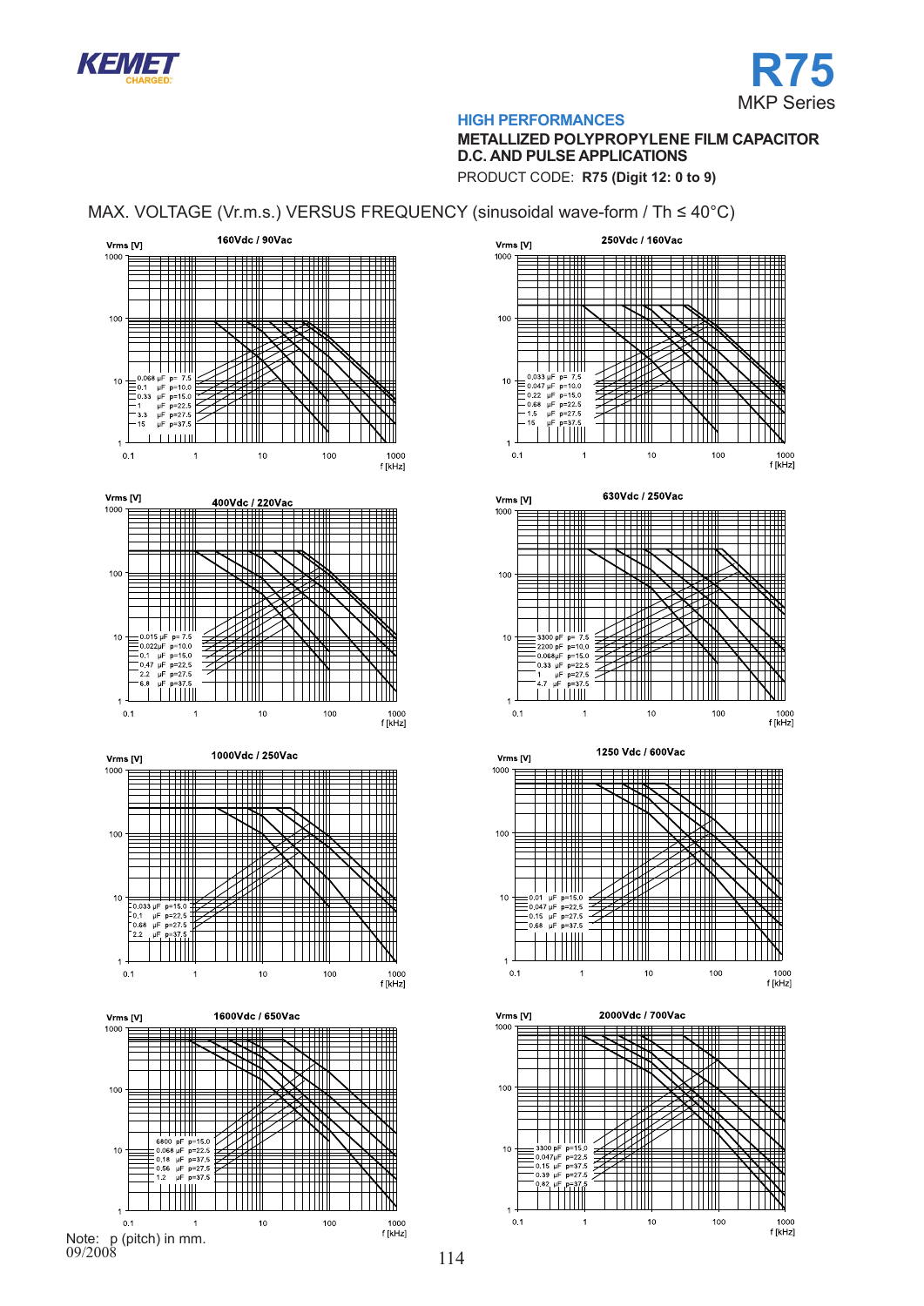# R75

MKP Series

**HIGH PERFORMANCES**

**METALLIZED POLYPROPYLENE FILM CAPACITOR**
**D.C. AND PULSE APPLICATIONS**

PRODUCT CODE: **R75 (Digit 12: 0 to 9)**

## MAX. VOLTAGE (Vr.m.s.) VERSUS FREQUENCY (sinusoidal wave-form / Th ≤ 40°C)

**160Vdc / 90Vac**

Vrms [V]; f [kHz]

- 0.068 μF p= 7.5
- 0.1 μF p=10.0
- 0.33 μF p=15.0
- 1 μF p=22.5
- 3.3 μF p=27.5
- 15 μF p=37.5

**250Vdc / 160Vac**

Vrms [V]; f [kHz]

- 0.033 μF p= 7.5
- 0.047 μF p=10.0
- 0.22 μF p=15.0
- 0.68 μF p=22.5
- 1.5 μF p=27.5
- 15 μF p=37.5

**400Vdc / 220Vac**

Vrms [V]; f [kHz]

- 0.015 μF p= 7.5
- 0.022μF p=10.0
- 0.1 μF p=15.0
- 0.47 μF p=22.5
- 2.2 μF p=27.5
- 6.8 μF p=37.5

**630Vdc / 250Vac**

Vrms [V]; f [kHz]

- 3300 pF p= 7.5
- 2200 pF p=10.0
- 0.068μF p=15.0
- 0.33 μF p=22.5
- 1 μF p=27.5
- 4.7 μF p=37.5

**1000Vdc / 250Vac**

Vrms [V]; f [kHz]

- 0.033 μF p=15.0
- 0.1 μF p=22.5
- 0.68 μF p=27.5
- 2.2 μF p=37.5

**1250 Vdc / 600Vac**

Vrms [V]; f [kHz]

- 0.01 μF p=15.0
- 0.047 μF p=22.5
- 0.15 μF p=27.5
- 0.68 μF p=37.5

**1600Vdc / 650Vac**

Vrms [V]; f [kHz]

- 6800 pF p=15.0
- 0.068 μF p=22.5
- 0.18 μF p=37.5
- 0.56 μF p=27.5
- 1.2 μF p=37.5

**2000Vdc / 700Vac**

Vrms [V]; f [kHz]

- 3300 pF p=15.0
- 0.047μF p=22.5
- 0.15 μF p=37.5
- 0.39 μF p=27.5
- 0.82 μF p=37.5

Note: p (pitch) in mm.

09/2008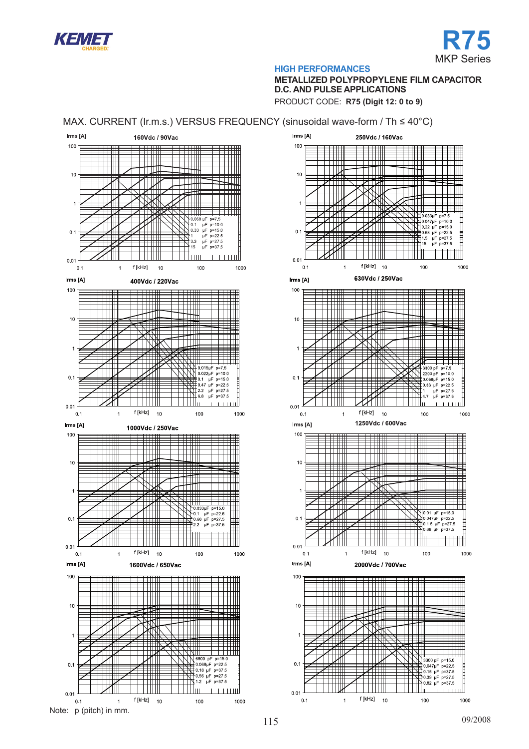KEMET

# R75

MKP Series

**HIGH PERFORMANCES**

**METALLIZED POLYPROPYLENE FILM CAPACITOR**
**D.C. AND PULSE APPLICATIONS**

PRODUCT CODE: **R75 (Digit 12: 0 to 9)**

## MAX. CURRENT (Ir.m.s.) VERSUS FREQUENCY (sinusoidal wave-form / Th ≤ 40°C)

**160Vdc / 90Vac**

Irms [A]
100
10
1
0.1
0.01
0.1 1 f [kHz] 10 100 1000
0.068 µF p=7.5
0.1 µF p=10.0
0.33 µF p=15.0
1 µF p=22.5
3.3 µF p=27.5
15 µF p=37.5

**250Vdc / 160Vac**

Irms [A]
100
10
1
0.1
0.01
0.1 1 f [kHz] 10 100 1000
0.033µF p=7.5
0.047µF p=10.0
0.22 µF p=15.0
0.68 µF p=22.5
1.5 µF p=27.5
15 µF p=37.5

**400Vdc / 220Vac**

Irms [A]
100
10
1
0.1
0.01
0.1 1 f [kHz] 10 100 1000
0.015µF p=7.5
0.022µF p=10.0
0.1 µF p=15.0
0.47 µF p=22.5
2.2 µF p=27.5
6.8 µF p=37.5

**630Vdc / 250Vac**

Irms [A]
100
10
1
0.1
0.01
0.1 1 f [kHz] 10 100 1000
3300 pF p=7.5
2200 pF p=10.0
0.068µF p=15.0
0.33 µF p=22.5
1 µF p=27.5
4.7 µF p=37.5

**1000Vdc / 250Vac**

Irms [A]
100
10
1
0.1
0.01
0.1 1 f [kHz] 10 100 1000
0.033µF p=15.0
0.1 µF p=22.5
0.68 µF p=27.5
2.2 µF p=37.5

**1250Vdc / 600Vac**

Irms [A]
100
10
1
0.1
0.01
0.1 1 f [kHz] 10 100 1000
0.01 µF p=15.0
0.047µF p=22.5
0.1 5 µF p=27.5
0.68 µF p=37.5

**1600Vdc / 650Vac**

Irms [A]
100
10
1
0.1
0.01
0.1 1 f [kHz] 10 100 1000
6800 pF p=15.0
0.068µF p=22.5
0.18 µF p=37.5
0.56 µF p=27.5
1.2 µF p=37.5

**2000Vdc / 700Vac**

Irms [A]
100
10
1
0.1
0.01
0.1 1 f [kHz] 10 100 1000
3300 pF p=15.0
0.047µF p=22.5
0.15 µF p=37.5
0.39 µF p=27.5
0.82 µF p=37.5

Note: p (pitch) in mm.

09/2008